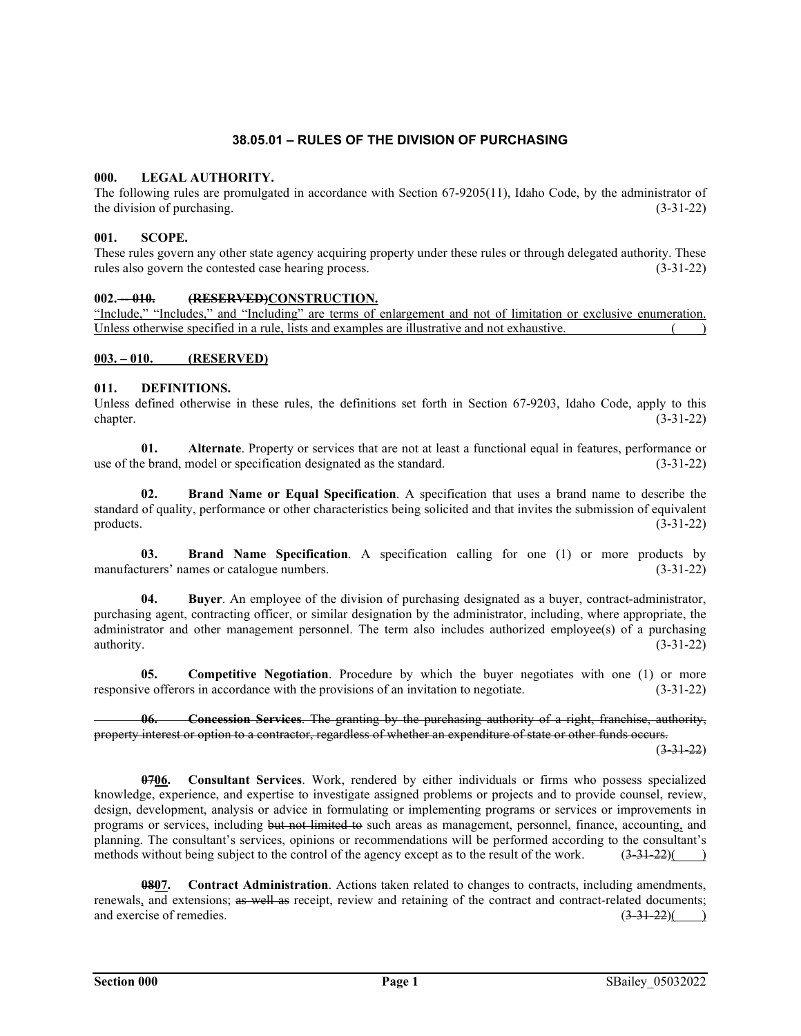# 38.05.01 – RULES OF THE DIVISION OF PURCHASING

**000. LEGAL AUTHORITY.**

The following rules are promulgated in accordance with Section 67-9205(11), Idaho Code, by the administrator of the division of purchasing. (3-31-22)

**001. SCOPE.**

These rules govern any other state agency acquiring property under these rules or through delegated authority. These rules also govern the contested case hearing process. (3-31-22)

**002. ~~-- 010.~~ ~~(RESERVED)~~<u>CONSTRUCTION.</u>**

<u>"Include," "Includes," and "Including" are terms of enlargement and not of limitation or exclusive enumeration. Unless otherwise specified in a rule, lists and examples are illustrative and not exhaustive. ( )</u>

<u>**003. – 010. (RESERVED)**</u>

**011. DEFINITIONS.**

Unless defined otherwise in these rules, the definitions set forth in Section 67-9203, Idaho Code, apply to this chapter. (3-31-22)

**01. Alternate**. Property or services that are not at least a functional equal in features, performance or use of the brand, model or specification designated as the standard. (3-31-22)

**02. Brand Name or Equal Specification**. A specification that uses a brand name to describe the standard of quality, performance or other characteristics being solicited and that invites the submission of equivalent products. (3-31-22)

**03. Brand Name Specification**. A specification calling for one (1) or more products by manufacturers' names or catalogue numbers. (3-31-22)

**04. Buyer**. An employee of the division of purchasing designated as a buyer, contract-administrator, purchasing agent, contracting officer, or similar designation by the administrator, including, where appropriate, the administrator and other management personnel. The term also includes authorized employee(s) of a purchasing authority. (3-31-22)

**05. Competitive Negotiation**. Procedure by which the buyer negotiates with one (1) or more responsive offerors in accordance with the provisions of an invitation to negotiate. (3-31-22)

~~**06. Concession Services**. The granting by the purchasing authority of a right, franchise, authority, property interest or option to a contractor, regardless of whether an expenditure of state or other funds occurs. (3-31-22)~~

**~~07~~<u>06</u>. Consultant Services**. Work, rendered by either individuals or firms who possess specialized knowledge, experience, and expertise to investigate assigned problems or projects and to provide counsel, review, design, development, analysis or advice in formulating or implementing programs or services or improvements in programs or services, including ~~but not limited to~~ such areas as management, personnel, finance, accounting<u>,</u> and planning. The consultant's services, opinions or recommendations will be performed according to the consultant's methods without being subject to the control of the agency except as to the result of the work. (~~3-31-22~~)( )

**~~08~~<u>07</u>. Contract Administration**. Actions taken related to changes to contracts, including amendments, renewals<u>,</u> and extensions; ~~as well as~~ receipt, review and retaining of the contract and contract-related documents; and exercise of remedies. (~~3-31-22~~)( )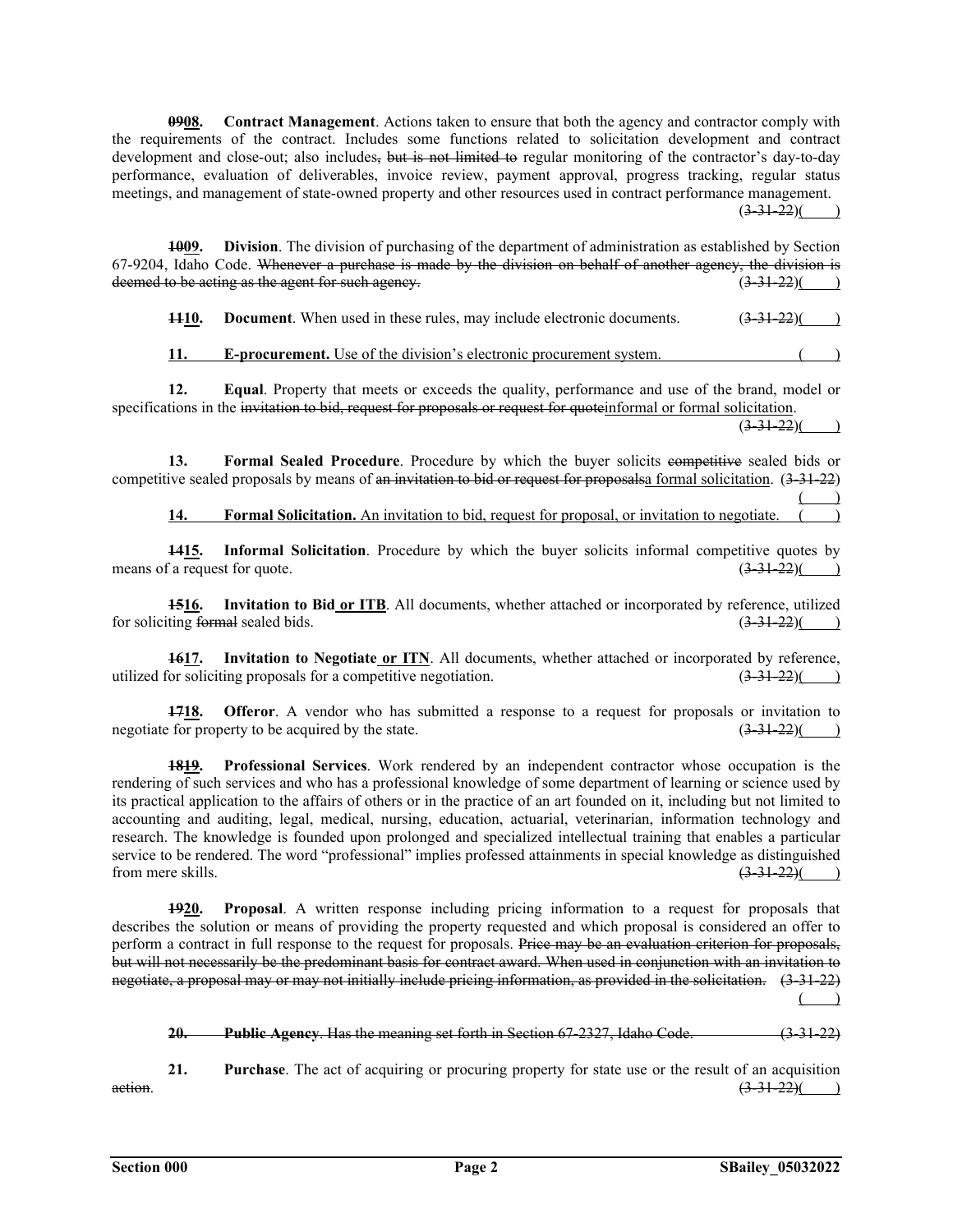**~~09~~08. Contract Management**. Actions taken to ensure that both the agency and contractor comply with the requirements of the contract. Includes some functions related to solicitation development and contract development and close-out; also includes~~, but is not limited to~~ regular monitoring of the contractor's day-to-day performance, evaluation of deliverables, invoice review, payment approval, progress tracking, regular status meetings, and management of state-owned property and other resources used in contract performance management. (~~3-31-22~~)(____)

**~~10~~09. Division**. The division of purchasing of the department of administration as established by Section 67-9204, Idaho Code. ~~Whenever a purchase is made by the division on behalf of another agency, the division is deemed to be acting as the agent for such agency.~~ (~~3-31-22~~)(____)

**~~11~~10. Document**. When used in these rules, may include electronic documents. (~~3-31-22~~)(____)

**11. E-procurement.** Use of the division's electronic procurement system. (____)

**12. Equal**. Property that meets or exceeds the quality, performance and use of the brand, model or specifications in the ~~invitation to bid, request for proposals or request for quote~~informal or formal solicitation. (~~3-31-22~~)(____)

**13. Formal Sealed Procedure**. Procedure by which the buyer solicits ~~competitive~~ sealed bids or competitive sealed proposals by means of ~~an invitation to bid or request for proposals~~a formal solicitation. (~~3-31-22~~)(____)

**14. Formal Solicitation.** An invitation to bid, request for proposal, or invitation to negotiate. (____)

**~~14~~15. Informal Solicitation**. Procedure by which the buyer solicits informal competitive quotes by means of a request for quote. (~~3-31-22~~)(____)

**~~15~~16. Invitation to Bid or ITB**. All documents, whether attached or incorporated by reference, utilized for soliciting ~~formal~~ sealed bids. (~~3-31-22~~)(____)

**~~16~~17. Invitation to Negotiate or ITN**. All documents, whether attached or incorporated by reference, utilized for soliciting proposals for a competitive negotiation. (~~3-31-22~~)(____)

**~~17~~18. Offeror**. A vendor who has submitted a response to a request for proposals or invitation to negotiate for property to be acquired by the state. (~~3-31-22~~)(____)

**~~18~~19. Professional Services**. Work rendered by an independent contractor whose occupation is the rendering of such services and who has a professional knowledge of some department of learning or science used by its practical application to the affairs of others or in the practice of an art founded on it, including but not limited to accounting and auditing, legal, medical, nursing, education, actuarial, veterinarian, information technology and research. The knowledge is founded upon prolonged and specialized intellectual training that enables a particular service to be rendered. The word "professional" implies professed attainments in special knowledge as distinguished from mere skills. (~~3-31-22~~)(____)

**~~19~~20. Proposal**. A written response including pricing information to a request for proposals that describes the solution or means of providing the property requested and which proposal is considered an offer to perform a contract in full response to the request for proposals. ~~Price may be an evaluation criterion for proposals, but will not necessarily be the predominant basis for contract award. When used in conjunction with an invitation to negotiate, a proposal may or may not initially include pricing information, as provided in the solicitation.~~ (3-31-22)(____)

~~**20. Public Agency**. Has the meaning set forth in Section 67-2327, Idaho Code. (3-31-22)~~

**21. Purchase**. The act of acquiring or procuring property for state use or the result of an acquisition ~~action~~. (~~3-31-22~~)(____)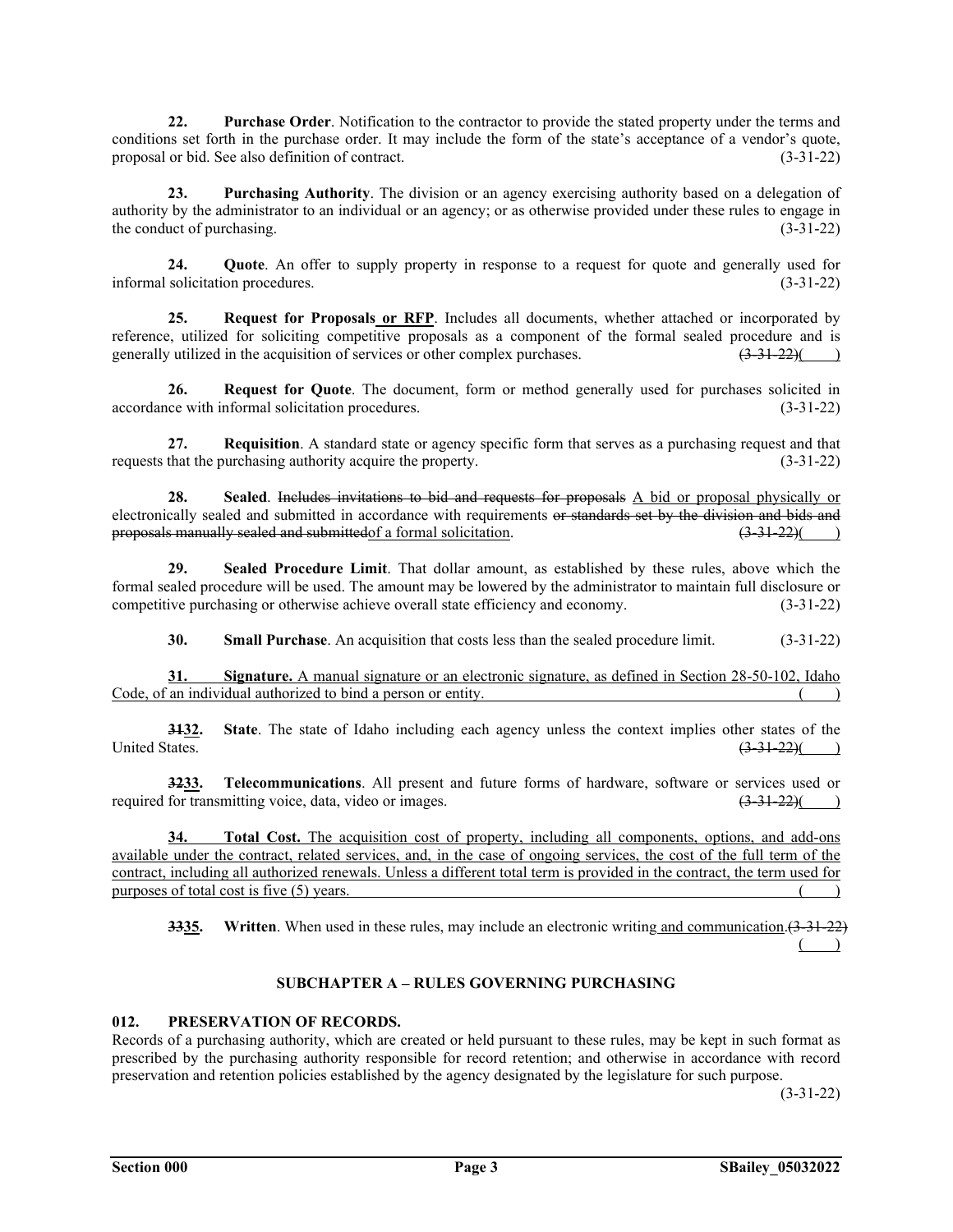**22. Purchase Order**. Notification to the contractor to provide the stated property under the terms and conditions set forth in the purchase order. It may include the form of the state's acceptance of a vendor's quote, proposal or bid. See also definition of contract. (3-31-22)

**23. Purchasing Authority**. The division or an agency exercising authority based on a delegation of authority by the administrator to an individual or an agency; or as otherwise provided under these rules to engage in the conduct of purchasing. (3-31-22)

**24. Quote**. An offer to supply property in response to a request for quote and generally used for informal solicitation procedures. (3-31-22)

**25. Request for Proposals or RFP**. Includes all documents, whether attached or incorporated by reference, utilized for soliciting competitive proposals as a component of the formal sealed procedure and is generally utilized in the acquisition of services or other complex purchases. ~~(3-31-22)~~( )

**26. Request for Quote**. The document, form or method generally used for purchases solicited in accordance with informal solicitation procedures. (3-31-22)

**27. Requisition**. A standard state or agency specific form that serves as a purchasing request and that requests that the purchasing authority acquire the property. (3-31-22)

**28. Sealed**. ~~Includes invitations to bid and requests for proposals~~ A bid or proposal physically or electronically sealed and submitted in accordance with requirements ~~or standards set by the division and bids and proposals manually sealed and submitted~~of a formal solicitation. ~~(3-31-22)~~( )

**29. Sealed Procedure Limit**. That dollar amount, as established by these rules, above which the formal sealed procedure will be used. The amount may be lowered by the administrator to maintain full disclosure or competitive purchasing or otherwise achieve overall state efficiency and economy. (3-31-22)

**30. Small Purchase**. An acquisition that costs less than the sealed procedure limit. (3-31-22)

**31. Signature.** A manual signature or an electronic signature, as defined in Section 28-50-102, Idaho Code, of an individual authorized to bind a person or entity. ( )

**~~31~~32. State**. The state of Idaho including each agency unless the context implies other states of the United States. ~~(3-31-22)~~( )

**~~32~~33. Telecommunications**. All present and future forms of hardware, software or services used or required for transmitting voice, data, video or images. ~~(3-31-22)~~( )

**34. Total Cost.** The acquisition cost of property, including all components, options, and add-ons available under the contract, related services, and, in the case of ongoing services, the cost of the full term of the contract, including all authorized renewals. Unless a different total term is provided in the contract, the term used for purposes of total cost is five (5) years. ( )

**~~33~~35. Written**. When used in these rules, may include an electronic writing and communication. ~~(3-31-22)~~( )

## SUBCHAPTER A – RULES GOVERNING PURCHASING

### 012. PRESERVATION OF RECORDS.

Records of a purchasing authority, which are created or held pursuant to these rules, may be kept in such format as prescribed by the purchasing authority responsible for record retention; and otherwise in accordance with record preservation and retention policies established by the agency designated by the legislature for such purpose. (3-31-22)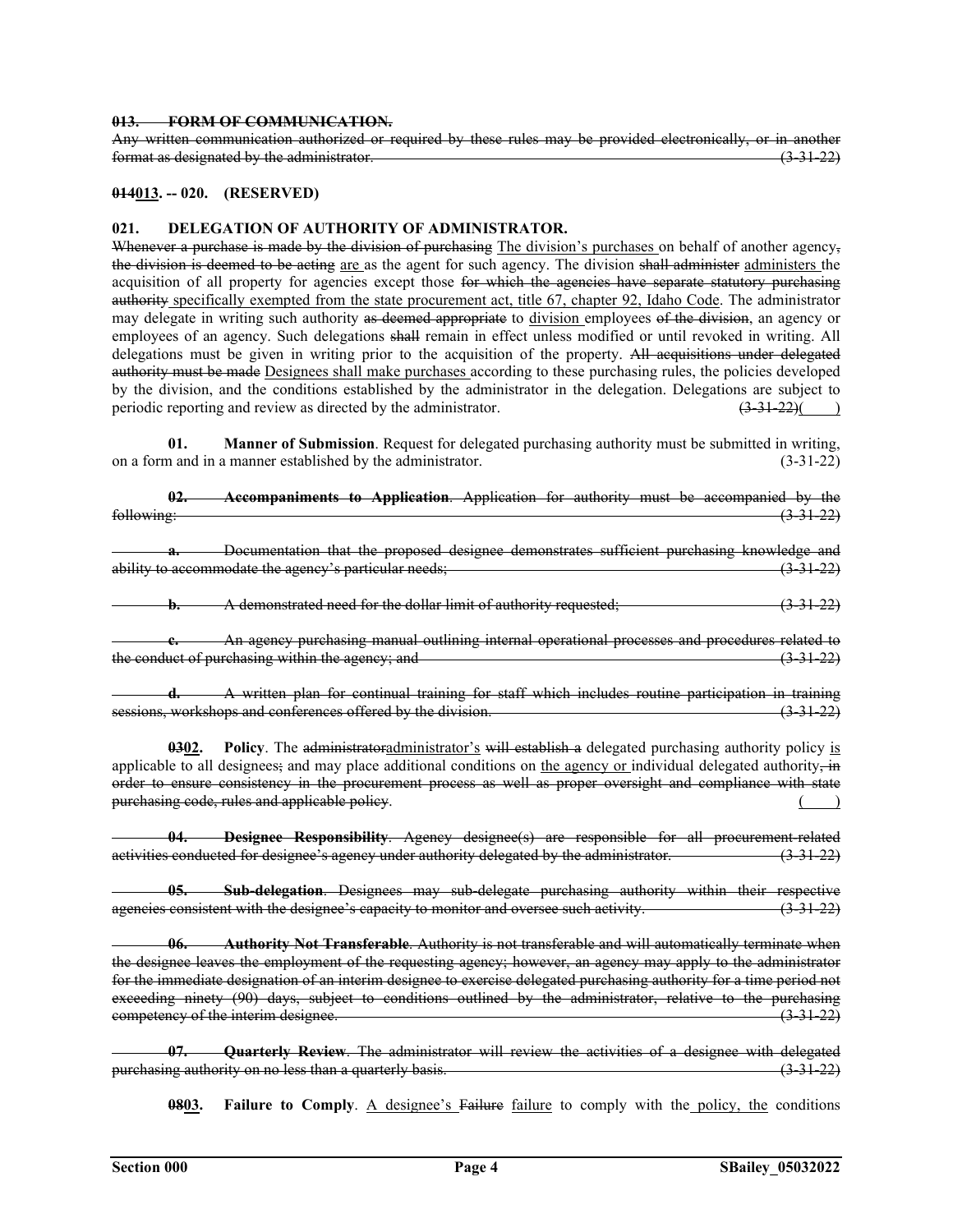**~~013. FORM OF COMMUNICATION.~~**

~~Any written communication authorized or required by these rules may be provided electronically, or in another format as designated by the administrator. (3-31-22)~~

**~~014~~<u>013</u>. -- 020. (RESERVED)**

**021. DELEGATION OF AUTHORITY OF ADMINISTRATOR.**

~~Whenever a purchase is made by the division of purchasing~~ <u>The division's purchases</u> on behalf of another agency~~, the division is deemed to be acting~~ <u>are</u> as the agent for such agency. The division ~~shall administer~~ <u>administers</u> the acquisition of all property for agencies except those ~~for which the agencies have separate statutory purchasing authority~~ <u>specifically exempted from the state procurement act, title 67, chapter 92, Idaho Code</u>. The administrator may delegate in writing such authority ~~as deemed appropriate~~ to <u>division</u> employees ~~of the division~~, an agency or employees of an agency. Such delegations ~~shall~~ remain in effect unless modified or until revoked in writing. All delegations must be given in writing prior to the acquisition of the property. ~~All acquisitions under delegated authority must be made~~ <u>Designees shall make purchases</u> according to these purchasing rules, the policies developed by the division, and the conditions established by the administrator in the delegation. Delegations are subject to periodic reporting and review as directed by the administrator. ~~(3-31-22)~~<u>( )</u>

**01. Manner of Submission**. Request for delegated purchasing authority must be submitted in writing, on a form and in a manner established by the administrator. (3-31-22)

~~**02. Accompaniments to Application**. Application for authority must be accompanied by the following: (3-31-22)~~

~~**a.** Documentation that the proposed designee demonstrates sufficient purchasing knowledge and ability to accommodate the agency's particular needs; (3-31-22)~~

~~**b.** A demonstrated need for the dollar limit of authority requested; (3-31-22)~~

~~**c.** An agency purchasing manual outlining internal operational processes and procedures related to the conduct of purchasing within the agency; and (3-31-22)~~

~~**d.** A written plan for continual training for staff which includes routine participation in training sessions, workshops and conferences offered by the division. (3-31-22)~~

**~~03~~<u>02</u>. Policy**. The ~~administrator~~<u>administrator's</u> ~~will establish a~~ delegated purchasing authority policy <u>is</u> applicable to all designees~~;~~ and may place additional conditions on <u>the agency or</u> individual delegated authority~~, in order to ensure consistency in the procurement process as well as proper oversight and compliance with state purchasing code, rules and applicable policy~~. <u>( )</u>

~~**04. Designee Responsibility**. Agency designee(s) are responsible for all procurement-related activities conducted for designee's agency under authority delegated by the administrator. (3-31-22)~~

~~**05. Sub-delegation**. Designees may sub-delegate purchasing authority within their respective agencies consistent with the designee's capacity to monitor and oversee such activity. (3-31-22)~~

~~**06. Authority Not Transferable**. Authority is not transferable and will automatically terminate when the designee leaves the employment of the requesting agency; however, an agency may apply to the administrator for the immediate designation of an interim designee to exercise delegated purchasing authority for a time period not exceeding ninety (90) days, subject to conditions outlined by the administrator, relative to the purchasing competency of the interim designee. (3-31-22)~~

~~**07. Quarterly Review**. The administrator will review the activities of a designee with delegated purchasing authority on no less than a quarterly basis. (3-31-22)~~

**~~08~~<u>03</u>. Failure to Comply**. <u>A designee's</u> ~~Failure~~ <u>failure</u> to comply with the<u> policy, the</u> conditions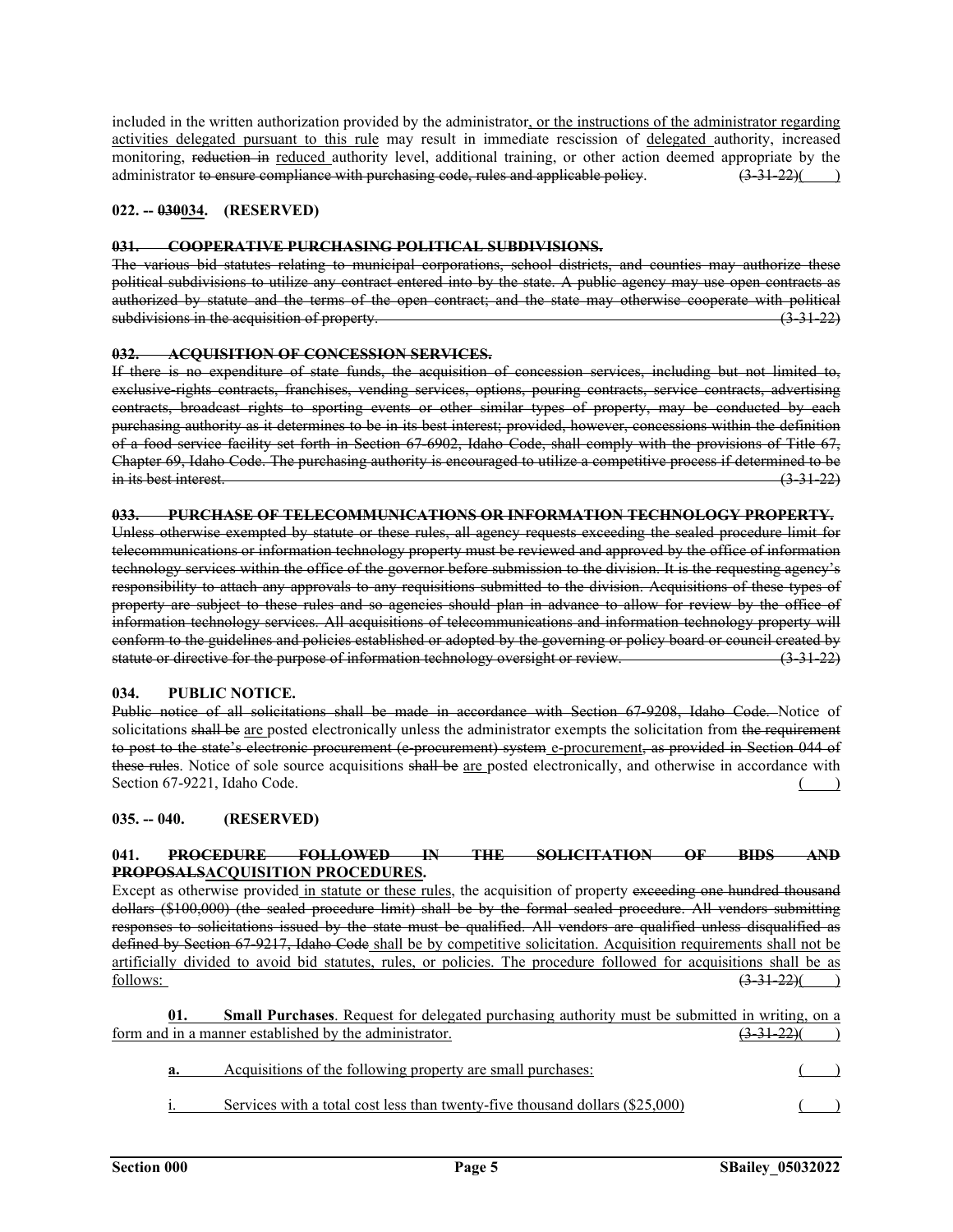included in the written authorization provided by the administrator, or the instructions of the administrator regarding activities delegated pursuant to this rule may result in immediate rescission of delegated authority, increased monitoring, ~~reduction in~~ reduced authority level, additional training, or other action deemed appropriate by the administrator ~~to ensure compliance with purchasing code, rules and applicable policy~~. ~~(3-31-22)~~( )

**022. -- ~~030~~034. (RESERVED)**

**~~031. COOPERATIVE PURCHASING POLITICAL SUBDIVISIONS.~~**

~~The various bid statutes relating to municipal corporations, school districts, and counties may authorize these political subdivisions to utilize any contract entered into by the state. A public agency may use open contracts as authorized by statute and the terms of the open contract; and the state may otherwise cooperate with political subdivisions in the acquisition of property. (3-31-22)~~

**~~032. ACQUISITION OF CONCESSION SERVICES.~~**

~~If there is no expenditure of state funds, the acquisition of concession services, including but not limited to, exclusive-rights contracts, franchises, vending services, options, pouring contracts, service contracts, advertising contracts, broadcast rights to sporting events or other similar types of property, may be conducted by each purchasing authority as it determines to be in its best interest; provided, however, concessions within the definition of a food service facility set forth in Section 67-6902, Idaho Code, shall comply with the provisions of Title 67, Chapter 69, Idaho Code. The purchasing authority is encouraged to utilize a competitive process if determined to be in its best interest. (3-31-22)~~

**~~033. PURCHASE OF TELECOMMUNICATIONS OR INFORMATION TECHNOLOGY PROPERTY.~~**

~~Unless otherwise exempted by statute or these rules, all agency requests exceeding the sealed procedure limit for telecommunications or information technology property must be reviewed and approved by the office of information technology services within the office of the governor before submission to the division. It is the requesting agency's responsibility to attach any approvals to any requisitions submitted to the division. Acquisitions of these types of property are subject to these rules and so agencies should plan in advance to allow for review by the office of information technology services. All acquisitions of telecommunications and information technology property will conform to the guidelines and policies established or adopted by the governing or policy board or council created by statute or directive for the purpose of information technology oversight or review. (3-31-22)~~

**034. PUBLIC NOTICE.**

~~Public notice of all solicitations shall be made in accordance with Section 67-9208, Idaho Code.~~ Notice of solicitations ~~shall be~~ are posted electronically unless the administrator exempts the solicitation from ~~the requirement to post to the state's electronic procurement (e-procurement) system~~ e-procurement~~, as provided in Section 044 of these rules~~. Notice of sole source acquisitions ~~shall be~~ are posted electronically, and otherwise in accordance with Section 67-9221, Idaho Code. ( )

**035. -- 040. (RESERVED)**

**041. ~~PROCEDURE FOLLOWED IN THE SOLICITATION OF BIDS AND PROPOSALS~~ACQUISITION PROCEDURES.**

Except as otherwise provided in statute or these rules, the acquisition of property ~~exceeding one hundred thousand dollars ($100,000) (the sealed procedure limit) shall be by the formal sealed procedure. All vendors submitting responses to solicitations issued by the state must be qualified. All vendors are qualified unless disqualified as defined by Section 67-9217, Idaho Code~~ shall be by competitive solicitation. Acquisition requirements shall not be artificially divided to avoid bid statutes, rules, or policies. The procedure followed for acquisitions shall be as follows: ~~(3-31-22)~~( )

**01. Small Purchases**. Request for delegated purchasing authority must be submitted in writing, on a form and in a manner established by the administrator. ~~(3-31-22)~~( )

**a.** Acquisitions of the following property are small purchases: ( )

i. Services with a total cost less than twenty-five thousand dollars ($25,000) ( )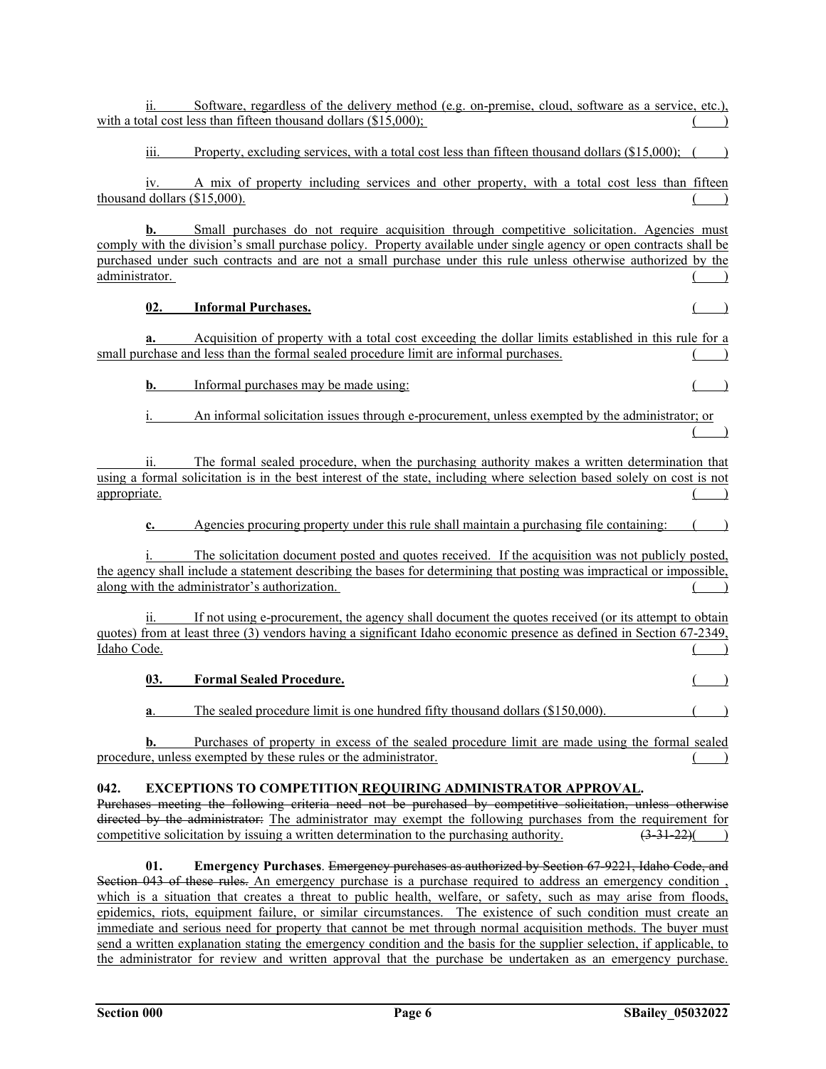ii. Software, regardless of the delivery method (e.g. on-premise, cloud, software as a service, etc.), with a total cost less than fifteen thousand dollars ($15,000); ( )

iii. Property, excluding services, with a total cost less than fifteen thousand dollars ($15,000); ( )

iv. A mix of property including services and other property, with a total cost less than fifteen thousand dollars ($15,000). ( )

**b.** Small purchases do not require acquisition through competitive solicitation. Agencies must comply with the division's small purchase policy. Property available under single agency or open contracts shall be purchased under such contracts and are not a small purchase under this rule unless otherwise authorized by the administrator. ( )

**02. Informal Purchases.** ( )

**a.** Acquisition of property with a total cost exceeding the dollar limits established in this rule for a small purchase and less than the formal sealed procedure limit are informal purchases. ( )

**b.** Informal purchases may be made using: ( )

i. An informal solicitation issues through e-procurement, unless exempted by the administrator; or ( )

ii. The formal sealed procedure, when the purchasing authority makes a written determination that using a formal solicitation is in the best interest of the state, including where selection based solely on cost is not appropriate. ( )

**c.** Agencies procuring property under this rule shall maintain a purchasing file containing: ( )

i. The solicitation document posted and quotes received. If the acquisition was not publicly posted, the agency shall include a statement describing the bases for determining that posting was impractical or impossible, along with the administrator's authorization. ( )

ii. If not using e-procurement, the agency shall document the quotes received (or its attempt to obtain quotes) from at least three (3) vendors having a significant Idaho economic presence as defined in Section 67-2349, Idaho Code. ( )

**03. Formal Sealed Procedure.** ( )

**a**. The sealed procedure limit is one hundred fifty thousand dollars ($150,000). ( )

**b.** Purchases of property in excess of the sealed procedure limit are made using the formal sealed procedure, unless exempted by these rules or the administrator. ( )

**042. EXCEPTIONS TO COMPETITION REQUIRING ADMINISTRATOR APPROVAL.**

~~Purchases meeting the following criteria need not be purchased by competitive solicitation, unless otherwise directed by the administrator:~~ The administrator may exempt the following purchases from the requirement for competitive solicitation by issuing a written determination to the purchasing authority. ~~(3-31-22)~~( )

**01. Emergency Purchases**. ~~Emergency purchases as authorized by Section 67-9221, Idaho Code, and Section 043 of these rules.~~ An emergency purchase is a purchase required to address an emergency condition , which is a situation that creates a threat to public health, welfare, or safety, such as may arise from floods, epidemics, riots, equipment failure, or similar circumstances. The existence of such condition must create an immediate and serious need for property that cannot be met through normal acquisition methods. The buyer must send a written explanation stating the emergency condition and the basis for the supplier selection, if applicable, to the administrator for review and written approval that the purchase be undertaken as an emergency purchase.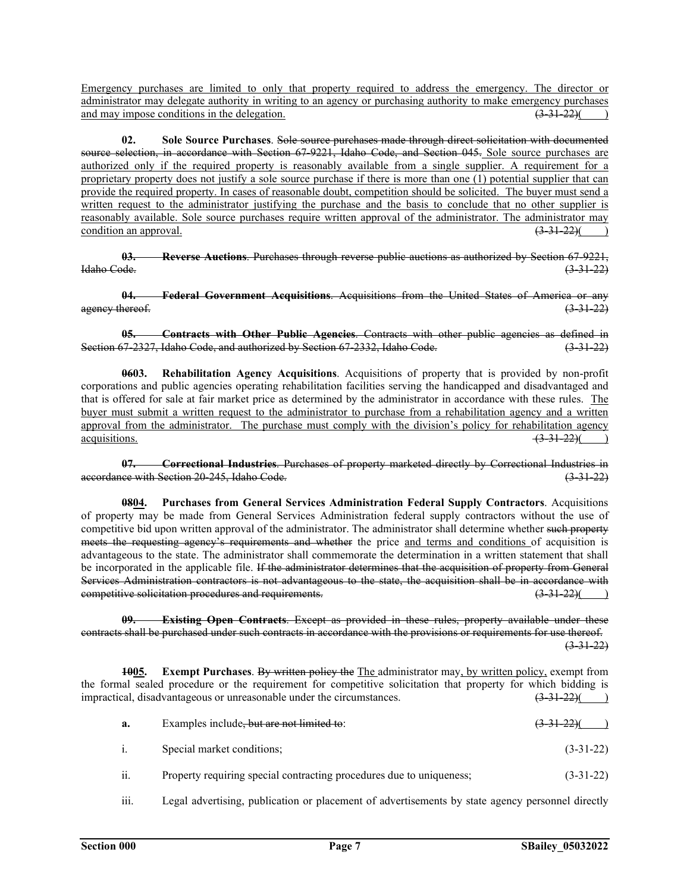Emergency purchases are limited to only that property required to address the emergency. The director or administrator may delegate authority in writing to an agency or purchasing authority to make emergency purchases and may impose conditions in the delegation. ~~(3-31-22)~~( )

**02. Sole Source Purchases**. ~~Sole source purchases made through direct solicitation with documented source selection, in accordance with Section 67-9221, Idaho Code, and Section 045.~~ Sole source purchases are authorized only if the required property is reasonably available from a single supplier. A requirement for a proprietary property does not justify a sole source purchase if there is more than one (1) potential supplier that can provide the required property. In cases of reasonable doubt, competition should be solicited. The buyer must send a written request to the administrator justifying the purchase and the basis to conclude that no other supplier is reasonably available. Sole source purchases require written approval of the administrator. The administrator may condition an approval. ~~(3-31-22)~~( )

~~**03. Reverse Auctions**. Purchases through reverse public auctions as authorized by Section 67-9221, Idaho Code. (3-31-22)~~

~~**04. Federal Government Acquisitions**. Acquisitions from the United States of America or any agency thereof. (3-31-22)~~

~~**05. Contracts with Other Public Agencies**. Contracts with other public agencies as defined in Section 67-2327, Idaho Code, and authorized by Section 67-2332, Idaho Code. (3-31-22)~~

**~~06~~03. Rehabilitation Agency Acquisitions**. Acquisitions of property that is provided by non-profit corporations and public agencies operating rehabilitation facilities serving the handicapped and disadvantaged and that is offered for sale at fair market price as determined by the administrator in accordance with these rules. The buyer must submit a written request to the administrator to purchase from a rehabilitation agency and a written approval from the administrator. The purchase must comply with the division's policy for rehabilitation agency acquisitions. ~~(3-31-22)~~( )

~~**07. Correctional Industries**. Purchases of property marketed directly by Correctional Industries in accordance with Section 20-245, Idaho Code. (3-31-22)~~

**~~08~~04. Purchases from General Services Administration Federal Supply Contractors**. Acquisitions of property may be made from General Services Administration federal supply contractors without the use of competitive bid upon written approval of the administrator. The administrator shall determine whether ~~such property meets the requesting agency's requirements and whether~~ the price and terms and conditions of acquisition is advantageous to the state. The administrator shall commemorate the determination in a written statement that shall be incorporated in the applicable file. ~~If the administrator determines that the acquisition of property from General Services Administration contractors is not advantageous to the state, the acquisition shall be in accordance with competitive solicitation procedures and requirements.~~ ~~(3-31-22)~~( )

~~**09. Existing Open Contracts**. Except as provided in these rules, property available under these contracts shall be purchased under such contracts in accordance with the provisions or requirements for use thereof. (3-31-22)~~

**~~10~~05. Exempt Purchases**. ~~By written policy the~~ The administrator may, by written policy, exempt from the formal sealed procedure or the requirement for competitive solicitation that property for which bidding is impractical, disadvantageous or unreasonable under the circumstances. ~~(3-31-22)~~( )

**a.** Examples include~~, but are not limited to~~: ~~(3-31-22)~~( )

i. Special market conditions; (3-31-22)

ii. Property requiring special contracting procedures due to uniqueness; (3-31-22)

iii. Legal advertising, publication or placement of advertisements by state agency personnel directly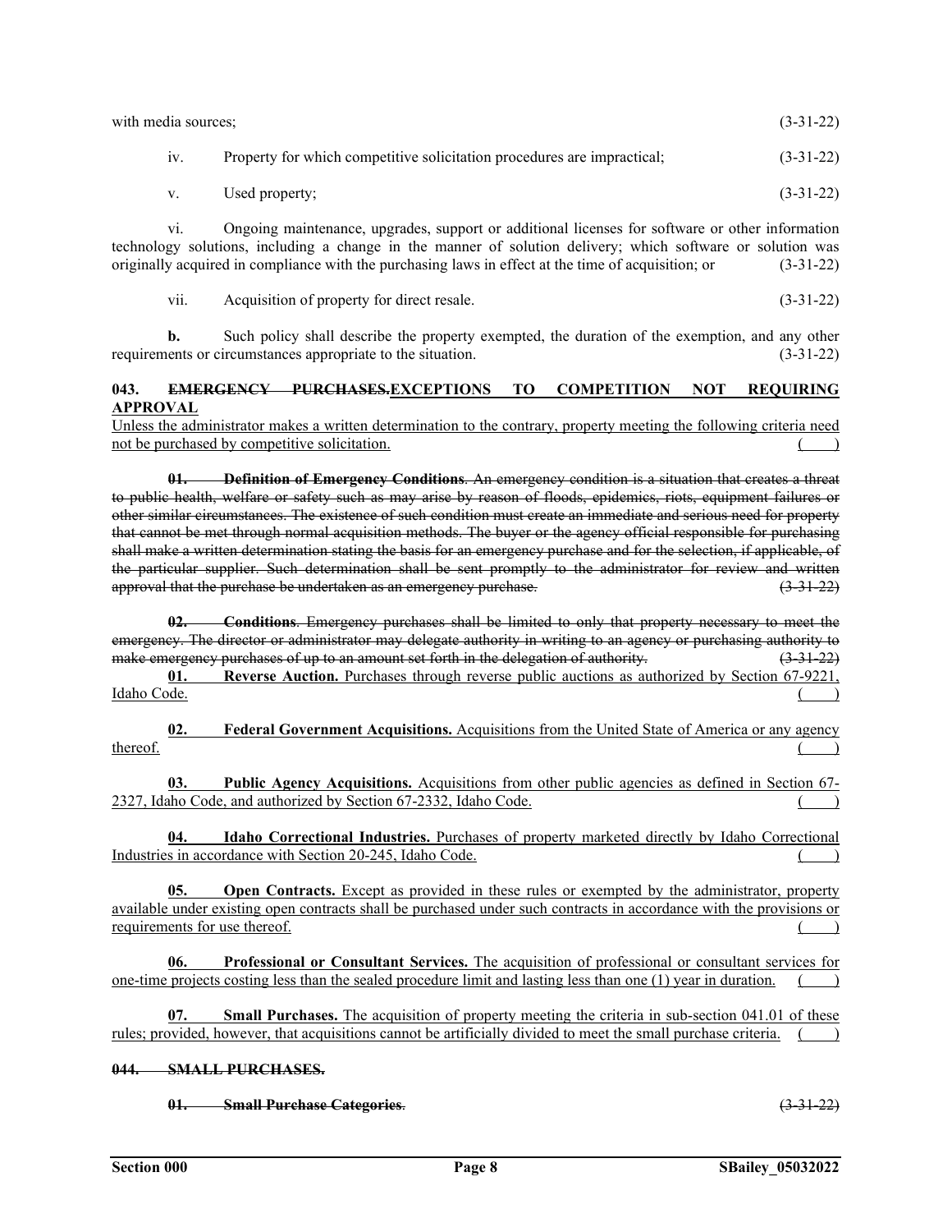with media sources; (3-31-22)

iv. Property for which competitive solicitation procedures are impractical; (3-31-22)

v. Used property; (3-31-22)

vi. Ongoing maintenance, upgrades, support or additional licenses for software or other information technology solutions, including a change in the manner of solution delivery; which software or solution was originally acquired in compliance with the purchasing laws in effect at the time of acquisition; or (3-31-22)

vii. Acquisition of property for direct resale. (3-31-22)

**b.** Such policy shall describe the property exempted, the duration of the exemption, and any other requirements or circumstances appropriate to the situation. (3-31-22)

**043. ~~EMERGENCY PURCHASES.~~EXCEPTIONS TO COMPETITION NOT REQUIRING APPROVAL**

Unless the administrator makes a written determination to the contrary, property meeting the following criteria need not be purchased by competitive solicitation. ( )

~~**01. Definition of Emergency Conditions**. An emergency condition is a situation that creates a threat to public health, welfare or safety such as may arise by reason of floods, epidemics, riots, equipment failures or other similar circumstances. The existence of such condition must create an immediate and serious need for property that cannot be met through normal acquisition methods. The buyer or the agency official responsible for purchasing shall make a written determination stating the basis for an emergency purchase and for the selection, if applicable, of the particular supplier. Such determination shall be sent promptly to the administrator for review and written approval that the purchase be undertaken as an emergency purchase. (3-31-22)~~

~~**02. Conditions**. Emergency purchases shall be limited to only that property necessary to meet the emergency. The director or administrator may delegate authority in writing to an agency or purchasing authority to make emergency purchases of up to an amount set forth in the delegation of authority. (3-31-22)~~

**01. Reverse Auction.** Purchases through reverse public auctions as authorized by Section 67-9221, Idaho Code. ( )

**02. Federal Government Acquisitions.** Acquisitions from the United State of America or any agency thereof. ( )

**03. Public Agency Acquisitions.** Acquisitions from other public agencies as defined in Section 67-2327, Idaho Code, and authorized by Section 67-2332, Idaho Code. ( )

**04. Idaho Correctional Industries.** Purchases of property marketed directly by Idaho Correctional Industries in accordance with Section 20-245, Idaho Code. ( )

**05. Open Contracts.** Except as provided in these rules or exempted by the administrator, property available under existing open contracts shall be purchased under such contracts in accordance with the provisions or requirements for use thereof. ( )

**06. Professional or Consultant Services.** The acquisition of professional or consultant services for one-time projects costing less than the sealed procedure limit and lasting less than one (1) year in duration. ( )

**07. Small Purchases.** The acquisition of property meeting the criteria in sub-section 041.01 of these rules; provided, however, that acquisitions cannot be artificially divided to meet the small purchase criteria. ( )

~~**044. SMALL PURCHASES.**~~

~~**01. Small Purchase Categories**. (3-31-22)~~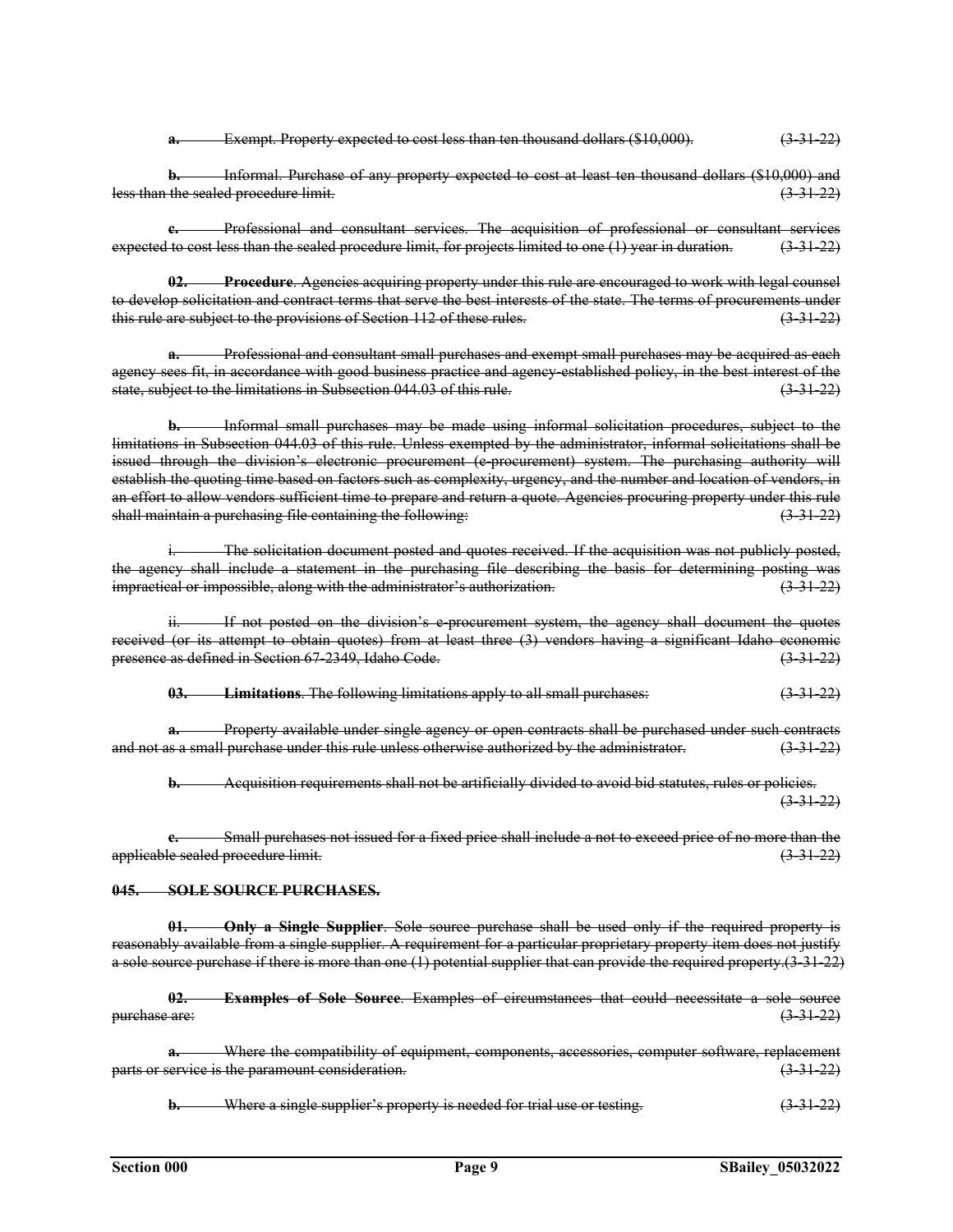~~**a.** Exempt. Property expected to cost less than ten thousand dollars ($10,000).~~ ~~(3-31-22)~~

~~**b.** Informal. Purchase of any property expected to cost at least ten thousand dollars ($10,000) and less than the sealed procedure limit.~~ ~~(3-31-22)~~

~~**c.** Professional and consultant services. The acquisition of professional or consultant services expected to cost less than the sealed procedure limit, for projects limited to one (1) year in duration.~~ ~~(3-31-22)~~

~~**02. Procedure**. Agencies acquiring property under this rule are encouraged to work with legal counsel to develop solicitation and contract terms that serve the best interests of the state. The terms of procurements under this rule are subject to the provisions of Section 112 of these rules.~~ ~~(3-31-22)~~

~~**a.** Professional and consultant small purchases and exempt small purchases may be acquired as each agency sees fit, in accordance with good business practice and agency-established policy, in the best interest of the state, subject to the limitations in Subsection 044.03 of this rule.~~ ~~(3-31-22)~~

~~**b.** Informal small purchases may be made using informal solicitation procedures, subject to the limitations in Subsection 044.03 of this rule. Unless exempted by the administrator, informal solicitations shall be issued through the division's electronic procurement (e-procurement) system. The purchasing authority will establish the quoting time based on factors such as complexity, urgency, and the number and location of vendors, in an effort to allow vendors sufficient time to prepare and return a quote. Agencies procuring property under this rule shall maintain a purchasing file containing the following:~~ ~~(3-31-22)~~

~~i. The solicitation document posted and quotes received. If the acquisition was not publicly posted, the agency shall include a statement in the purchasing file describing the basis for determining posting was impractical or impossible, along with the administrator's authorization.~~ ~~(3-31-22)~~

~~ii. If not posted on the division's e-procurement system, the agency shall document the quotes received (or its attempt to obtain quotes) from at least three (3) vendors having a significant Idaho economic presence as defined in Section 67-2349, Idaho Code.~~ ~~(3-31-22)~~

~~**03. Limitations**. The following limitations apply to all small purchases:~~ ~~(3-31-22)~~

~~**a.** Property available under single agency or open contracts shall be purchased under such contracts and not as a small purchase under this rule unless otherwise authorized by the administrator.~~ ~~(3-31-22)~~

~~**b.** Acquisition requirements shall not be artificially divided to avoid bid statutes, rules or policies.~~ ~~(3-31-22)~~

~~**c.** Small purchases not issued for a fixed price shall include a not to exceed price of no more than the applicable sealed procedure limit.~~ ~~(3-31-22)~~

~~**045. SOLE SOURCE PURCHASES.**~~

~~**01. Only a Single Supplier**. Sole source purchase shall be used only if the required property is reasonably available from a single supplier. A requirement for a particular proprietary property item does not justify a sole source purchase if there is more than one (1) potential supplier that can provide the required property.~~ ~~(3-31-22)~~

~~**02. Examples of Sole Source**. Examples of circumstances that could necessitate a sole source purchase are:~~ ~~(3-31-22)~~

~~**a.** Where the compatibility of equipment, components, accessories, computer software, replacement parts or service is the paramount consideration.~~ ~~(3-31-22)~~

~~**b.** Where a single supplier's property is needed for trial use or testing.~~ ~~(3-31-22)~~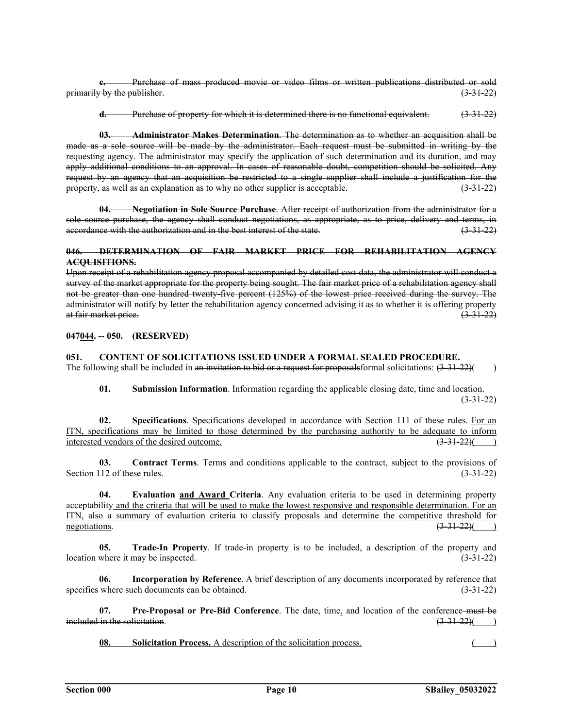~~**c.** Purchase of mass produced movie or video films or written publications distributed or sold primarily by the publisher. (3-31-22)~~

~~**d.** Purchase of property for which it is determined there is no functional equivalent. (3-31-22)~~

~~**03. Administrator Makes Determination**. The determination as to whether an acquisition shall be made as a sole source will be made by the administrator. Each request must be submitted in writing by the requesting agency. The administrator may specify the application of such determination and its duration, and may apply additional conditions to an approval. In cases of reasonable doubt, competition should be solicited. Any request by an agency that an acquisition be restricted to a single supplier shall include a justification for the property, as well as an explanation as to why no other supplier is acceptable. (3-31-22)~~

~~**04. Negotiation in Sole Source Purchase**. After receipt of authorization from the administrator for a sole source purchase, the agency shall conduct negotiations, as appropriate, as to price, delivery and terms, in accordance with the authorization and in the best interest of the state. (3-31-22)~~

~~**046. DETERMINATION OF FAIR MARKET PRICE FOR REHABILITATION AGENCY ACQUISITIONS.**~~

~~Upon receipt of a rehabilitation agency proposal accompanied by detailed cost data, the administrator will conduct a survey of the market appropriate for the property being sought. The fair market price of a rehabilitation agency shall not be greater than one hundred twenty-five percent (125%) of the lowest price received during the survey. The administrator will notify by letter the rehabilitation agency concerned advising it as to whether it is offering property at fair market price. (3-31-22)~~

**~~047~~044. -- 050. (RESERVED)**

**051. CONTENT OF SOLICITATIONS ISSUED UNDER A FORMAL SEALED PROCEDURE.**

The following shall be included in ~~an invitation to bid or a request for proposals~~formal solicitations: ~~(3-31-22)~~( )

**01. Submission Information**. Information regarding the applicable closing date, time and location. (3-31-22)

**02. Specifications**. Specifications developed in accordance with Section 111 of these rules. For an ITN, specifications may be limited to those determined by the purchasing authority to be adequate to inform interested vendors of the desired outcome. ~~(3-31-22)~~( )

**03. Contract Terms**. Terms and conditions applicable to the contract, subject to the provisions of Section 112 of these rules. (3-31-22)

**04. Evaluation and Award Criteria**. Any evaluation criteria to be used in determining property acceptability and the criteria that will be used to make the lowest responsive and responsible determination. For an ITN, also a summary of evaluation criteria to classify proposals and determine the competitive threshold for negotiations. ~~(3-31-22)~~( )

**05. Trade-In Property**. If trade-in property is to be included, a description of the property and location where it may be inspected. (3-31-22)

**06. Incorporation by Reference**. A brief description of any documents incorporated by reference that specifies where such documents can be obtained. (3-31-22)

**07. Pre-Proposal or Pre-Bid Conference**. The date, time, and location of the conference ~~must be included in the solicitation~~. ~~(3-31-22)~~( )

**08. Solicitation Process.** A description of the solicitation process. ( )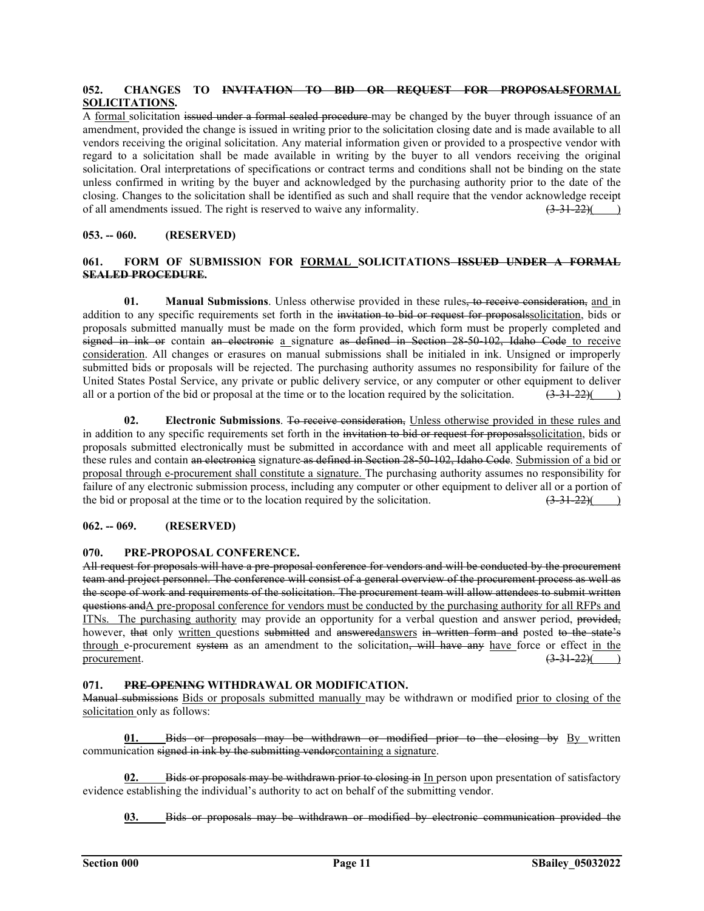**052. CHANGES TO ~~INVITATION TO BID OR REQUEST FOR PROPOSALS~~<u>FORMAL SOLICITATIONS</u>.**

A <u>formal</u> solicitation ~~issued under a formal sealed procedure~~ may be changed by the buyer through issuance of an amendment, provided the change is issued in writing prior to the solicitation closing date and is made available to all vendors receiving the original solicitation. Any material information given or provided to a prospective vendor with regard to a solicitation shall be made available in writing by the buyer to all vendors receiving the original solicitation. Oral interpretations of specifications or contract terms and conditions shall not be binding on the state unless confirmed in writing by the buyer and acknowledged by the purchasing authority prior to the date of the closing. Changes to the solicitation shall be identified as such and shall require that the vendor acknowledge receipt of all amendments issued. The right is reserved to waive any informality. ~~(3-31-22)~~(    )

**053. -- 060. (RESERVED)**

**061. FORM OF SUBMISSION FOR <u>FORMAL</u> SOLICITATIONS ~~ISSUED UNDER A FORMAL SEALED PROCEDURE~~.**

**01. Manual Submissions**. Unless otherwise provided in these rules~~, to receive consideration,~~ <u>and</u> in addition to any specific requirements set forth in the ~~invitation to bid or request for proposals~~<u>solicitation</u>, bids or proposals submitted manually must be made on the form provided, which form must be properly completed and ~~signed in ink or~~ contain ~~an electronic~~ <u>a</u> signature ~~as defined in Section 28-50-102, Idaho Code~~ <u>to receive consideration</u>. All changes or erasures on manual submissions shall be initialed in ink. Unsigned or improperly submitted bids or proposals will be rejected. The purchasing authority assumes no responsibility for failure of the United States Postal Service, any private or public delivery service, or any computer or other equipment to deliver all or a portion of the bid or proposal at the time or to the location required by the solicitation. ~~(3-31-22)~~(    )

**02. Electronic Submissions**. ~~To receive consideration,~~ <u>Unless otherwise provided in these rules and</u> in addition to any specific requirements set forth in the ~~invitation to bid or request for proposals~~<u>solicitation</u>, bids or proposals submitted electronically must be submitted in accordance with and meet all applicable requirements of these rules and contain ~~an electronic~~<u>a</u> signature ~~as defined in Section 28-50-102, Idaho Code~~. <u>Submission of a bid or proposal through e-procurement shall constitute a signature.</u> The purchasing authority assumes no responsibility for failure of any electronic submission process, including any computer or other equipment to deliver all or a portion of the bid or proposal at the time or to the location required by the solicitation. ~~(3-31-22)~~(    )

**062. -- 069. (RESERVED)**

**070. PRE-PROPOSAL CONFERENCE.**

~~All request for proposals will have a pre-proposal conference for vendors and will be conducted by the procurement team and project personnel. The conference will consist of a general overview of the procurement process as well as the scope of work and requirements of the solicitation. The procurement team will allow attendees to submit written questions and~~<u>A pre-proposal conference for vendors must be conducted by the purchasing authority for all RFPs and ITNs. The purchasing authority</u> may provide an opportunity for a verbal question and answer period, ~~provided,~~ however, ~~that~~ only <u>written</u> questions ~~submitted~~ and ~~answered~~<u>answers</u> ~~in written form and~~ posted ~~to the state's~~ <u>through</u> e-procurement ~~system~~ as an amendment to the solicitation~~, will have any~~ <u>have</u> force or effect <u>in the procurement</u>. ~~(3-31-22)~~(    )

**071. ~~PRE-OPENING~~ WITHDRAWAL OR MODIFICATION.**

~~Manual submissions~~ <u>Bids or proposals submitted manually</u> may be withdrawn or modified <u>prior to closing of the solicitation</u> only as follows:

<u>**01.**</u> ~~Bids or proposals may be withdrawn or modified prior to the closing by~~ <u>By</u> written communication ~~signed in ink by the submitting vendor~~<u>containing a signature</u>.

<u>**02.**</u> ~~Bids or proposals may be withdrawn prior to closing in~~ <u>In</u> person upon presentation of satisfactory evidence establishing the individual's authority to act on behalf of the submitting vendor.

<u>**03.**</u> ~~Bids or proposals may be withdrawn or modified by electronic communication provided the~~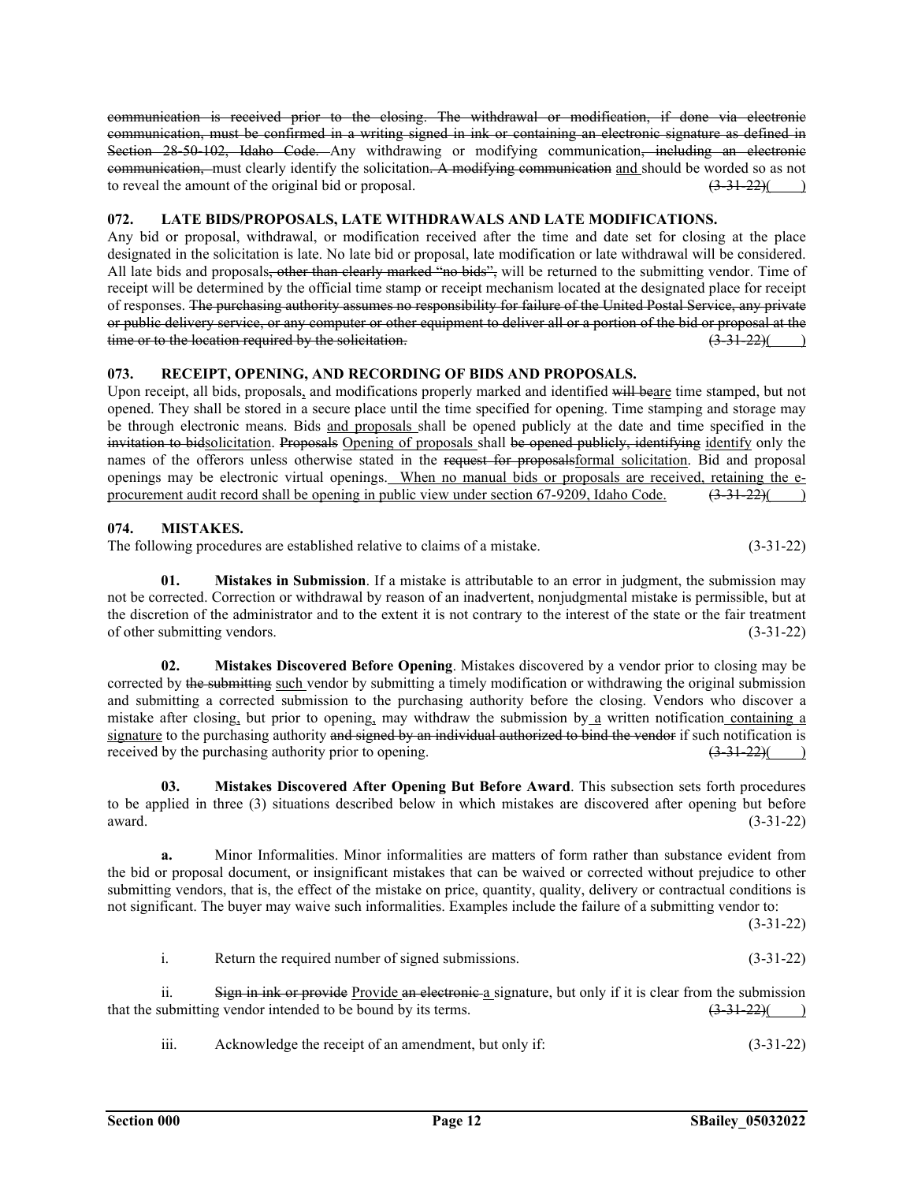~~communication is received prior to the closing. The withdrawal or modification, if done via electronic communication, must be confirmed in a writing signed in ink or containing an electronic signature as defined in Section 28-50-102, Idaho Code.~~ Any withdrawing or modifying communication~~, including an electronic communication,~~ must clearly identify the solicitation~~. A modifying communication~~ <u>and</u> should be worded so as not to reveal the amount of the original bid or proposal. ~~(3-31-22)~~(      )

**072. LATE BIDS/PROPOSALS, LATE WITHDRAWALS AND LATE MODIFICATIONS.**

Any bid or proposal, withdrawal, or modification received after the time and date set for closing at the place designated in the solicitation is late. No late bid or proposal, late modification or late withdrawal will be considered. All late bids and proposals~~, other than clearly marked "no bids",~~ will be returned to the submitting vendor. Time of receipt will be determined by the official time stamp or receipt mechanism located at the designated place for receipt of responses. ~~The purchasing authority assumes no responsibility for failure of the United Postal Service, any private or public delivery service, or any computer or other equipment to deliver all or a portion of the bid or proposal at the time or to the location required by the solicitation.~~ ~~(3-31-22)~~(      )

**073. RECEIPT, OPENING, AND RECORDING OF BIDS AND PROPOSALS.**

Upon receipt, all bids, proposals<u>,</u> and modifications properly marked and identified ~~will be~~<u>are</u> time stamped, but not opened. They shall be stored in a secure place until the time specified for opening. Time stamping and storage may be through electronic means. Bids <u>and proposals</u> shall be opened publicly at the date and time specified in the ~~invitation to bid~~<u>solicitation</u>. ~~Proposals~~ <u>Opening of proposals</u> shall ~~be opened publicly, identifying~~ <u>identify</u> only the names of the offerors unless otherwise stated in the ~~request for proposals~~<u>formal solicitation</u>. Bid and proposal openings may be electronic virtual openings. <u>When no manual bids or proposals are received, retaining the e-procurement audit record shall be opening in public view under section 67-9209, Idaho Code.</u> ~~(3-31-22)~~(      )

**074. MISTAKES.**

The following procedures are established relative to claims of a mistake. (3-31-22)

**01. Mistakes in Submission**. If a mistake is attributable to an error in judgment, the submission may not be corrected. Correction or withdrawal by reason of an inadvertent, nonjudgmental mistake is permissible, but at the discretion of the administrator and to the extent it is not contrary to the interest of the state or the fair treatment of other submitting vendors. (3-31-22)

**02. Mistakes Discovered Before Opening**. Mistakes discovered by a vendor prior to closing may be corrected by ~~the submitting~~ <u>such</u> vendor by submitting a timely modification or withdrawing the original submission and submitting a corrected submission to the purchasing authority before the closing. Vendors who discover a mistake after closing<u>,</u> but prior to opening<u>,</u> may withdraw the submission by <u>a</u> written notification <u>containing a signature</u> to the purchasing authority ~~and signed by an individual authorized to bind the vendor~~ if such notification is received by the purchasing authority prior to opening. ~~(3-31-22)~~(      )

**03. Mistakes Discovered After Opening But Before Award**. This subsection sets forth procedures to be applied in three (3) situations described below in which mistakes are discovered after opening but before award. (3-31-22)

**a.** Minor Informalities. Minor informalities are matters of form rather than substance evident from the bid or proposal document, or insignificant mistakes that can be waived or corrected without prejudice to other submitting vendors, that is, the effect of the mistake on price, quantity, quality, delivery or contractual conditions is not significant. The buyer may waive such informalities. Examples include the failure of a submitting vendor to: (3-31-22)

i. Return the required number of signed submissions. (3-31-22)

ii. ~~Sign in ink or provide~~ <u>Provide</u> ~~an electronic~~ <u>a</u> signature, but only if it is clear from the submission that the submitting vendor intended to be bound by its terms. ~~(3-31-22)~~(      )

iii. Acknowledge the receipt of an amendment, but only if: (3-31-22)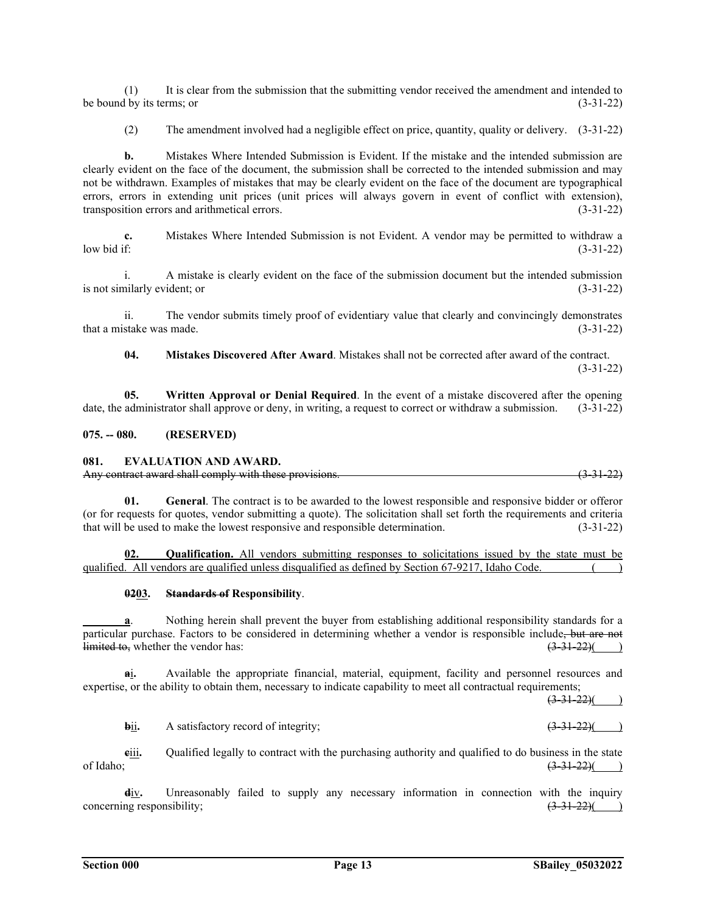(1) It is clear from the submission that the submitting vendor received the amendment and intended to be bound by its terms; or (3-31-22)

(2) The amendment involved had a negligible effect on price, quantity, quality or delivery. (3-31-22)

**b.** Mistakes Where Intended Submission is Evident. If the mistake and the intended submission are clearly evident on the face of the document, the submission shall be corrected to the intended submission and may not be withdrawn. Examples of mistakes that may be clearly evident on the face of the document are typographical errors, errors in extending unit prices (unit prices will always govern in event of conflict with extension), transposition errors and arithmetical errors. (3-31-22)

**c.** Mistakes Where Intended Submission is not Evident. A vendor may be permitted to withdraw a low bid if: (3-31-22)

i. A mistake is clearly evident on the face of the submission document but the intended submission is not similarly evident; or (3-31-22)

ii. The vendor submits timely proof of evidentiary value that clearly and convincingly demonstrates that a mistake was made. (3-31-22)

**04. Mistakes Discovered After Award**. Mistakes shall not be corrected after award of the contract. (3-31-22)

**05. Written Approval or Denial Required**. In the event of a mistake discovered after the opening date, the administrator shall approve or deny, in writing, a request to correct or withdraw a submission. (3-31-22)

**075. -- 080. (RESERVED)**

**081. EVALUATION AND AWARD.**

~~Any contract award shall comply with these provisions. (3-31-22)~~

**01. General**. The contract is to be awarded to the lowest responsible and responsive bidder or offeror (or for requests for quotes, vendor submitting a quote). The solicitation shall set forth the requirements and criteria that will be used to make the lowest responsive and responsible determination. (3-31-22)

<u>**02. Qualification.** All vendors submitting responses to solicitations issued by the state must be qualified. All vendors are qualified unless disqualified as defined by Section 67-9217, Idaho Code. ( )</u>

**~~02~~<u>03</u>. ~~Standards of~~ Responsibility**.

<u>**a**</u>. Nothing herein shall prevent the buyer from establishing additional responsibility standards for a particular purchase. Factors to be considered in determining whether a vendor is responsible include~~, but are not limited to,~~ whether the vendor has: ~~(3-31-22)~~<u>( )</u>

~~**a**~~<u>i</u>**.** Available the appropriate financial, material, equipment, facility and personnel resources and expertise, or the ability to obtain them, necessary to indicate capability to meet all contractual requirements; ~~(3-31-22)~~<u>( )</u>

~~**b**~~<u>ii</u>**.** A satisfactory record of integrity; ~~(3-31-22)~~<u>( )</u>

~~**c**~~<u>iii</u>**.** Qualified legally to contract with the purchasing authority and qualified to do business in the state of Idaho; ~~(3-31-22)~~<u>( )</u>

~~**d**~~<u>iv</u>**.** Unreasonably failed to supply any necessary information in connection with the inquiry concerning responsibility; ~~(3-31-22)~~<u>( )</u>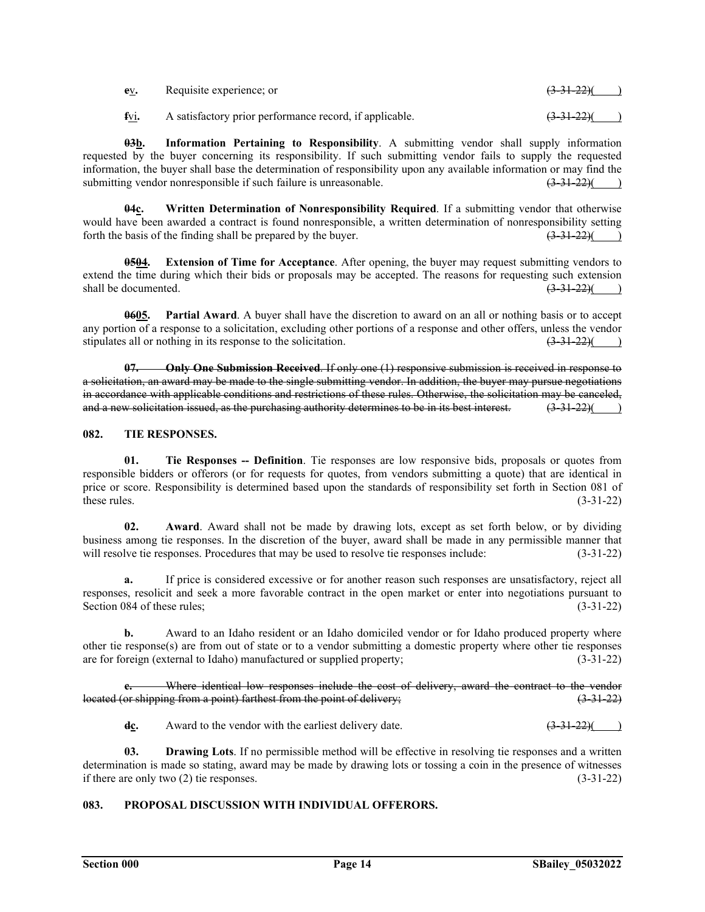~~e~~v. Requisite experience; or ~~(3-31-22)~~( )

~~f~~vi. A satisfactory prior performance record, if applicable. ~~(3-31-22)~~( )

**~~03~~b. Information Pertaining to Responsibility**. A submitting vendor shall supply information requested by the buyer concerning its responsibility. If such submitting vendor fails to supply the requested information, the buyer shall base the determination of responsibility upon any available information or may find the submitting vendor nonresponsible if such failure is unreasonable. ~~(3-31-22)~~( )

**~~04~~c. Written Determination of Nonresponsibility Required**. If a submitting vendor that otherwise would have been awarded a contract is found nonresponsible, a written determination of nonresponsibility setting forth the basis of the finding shall be prepared by the buyer. ~~(3-31-22)~~( )

**~~05~~04. Extension of Time for Acceptance**. After opening, the buyer may request submitting vendors to extend the time during which their bids or proposals may be accepted. The reasons for requesting such extension shall be documented. ~~(3-31-22)~~( )

**~~06~~05. Partial Award**. A buyer shall have the discretion to award on an all or nothing basis or to accept any portion of a response to a solicitation, excluding other portions of a response and other offers, unless the vendor stipulates all or nothing in its response to the solicitation. ~~(3-31-22)~~( )

~~**07. Only One Submission Received**. If only one (1) responsive submission is received in response to a solicitation, an award may be made to the single submitting vendor. In addition, the buyer may pursue negotiations in accordance with applicable conditions and restrictions of these rules. Otherwise, the solicitation may be canceled, and a new solicitation issued, as the purchasing authority determines to be in its best interest. (3-31-22)~~( )

## 082. TIE RESPONSES.

**01. Tie Responses -- Definition**. Tie responses are low responsive bids, proposals or quotes from responsible bidders or offerors (or for requests for quotes, from vendors submitting a quote) that are identical in price or score. Responsibility is determined based upon the standards of responsibility set forth in Section 081 of these rules. (3-31-22)

**02. Award**. Award shall not be made by drawing lots, except as set forth below, or by dividing business among tie responses. In the discretion of the buyer, award shall be made in any permissible manner that will resolve tie responses. Procedures that may be used to resolve tie responses include: (3-31-22)

**a.** If price is considered excessive or for another reason such responses are unsatisfactory, reject all responses, resolicit and seek a more favorable contract in the open market or enter into negotiations pursuant to Section 084 of these rules; (3-31-22)

**b.** Award to an Idaho resident or an Idaho domiciled vendor or for Idaho produced property where other tie response(s) are from out of state or to a vendor submitting a domestic property where other tie responses are for foreign (external to Idaho) manufactured or supplied property; (3-31-22)

~~**c.** Where identical low responses include the cost of delivery, award the contract to the vendor located (or shipping from a point) farthest from the point of delivery; (3-31-22)~~

**~~d~~c.** Award to the vendor with the earliest delivery date. ~~(3-31-22)~~( )

**03. Drawing Lots**. If no permissible method will be effective in resolving tie responses and a written determination is made so stating, award may be made by drawing lots or tossing a coin in the presence of witnesses if there are only two (2) tie responses. (3-31-22)

## 083. PROPOSAL DISCUSSION WITH INDIVIDUAL OFFERORS.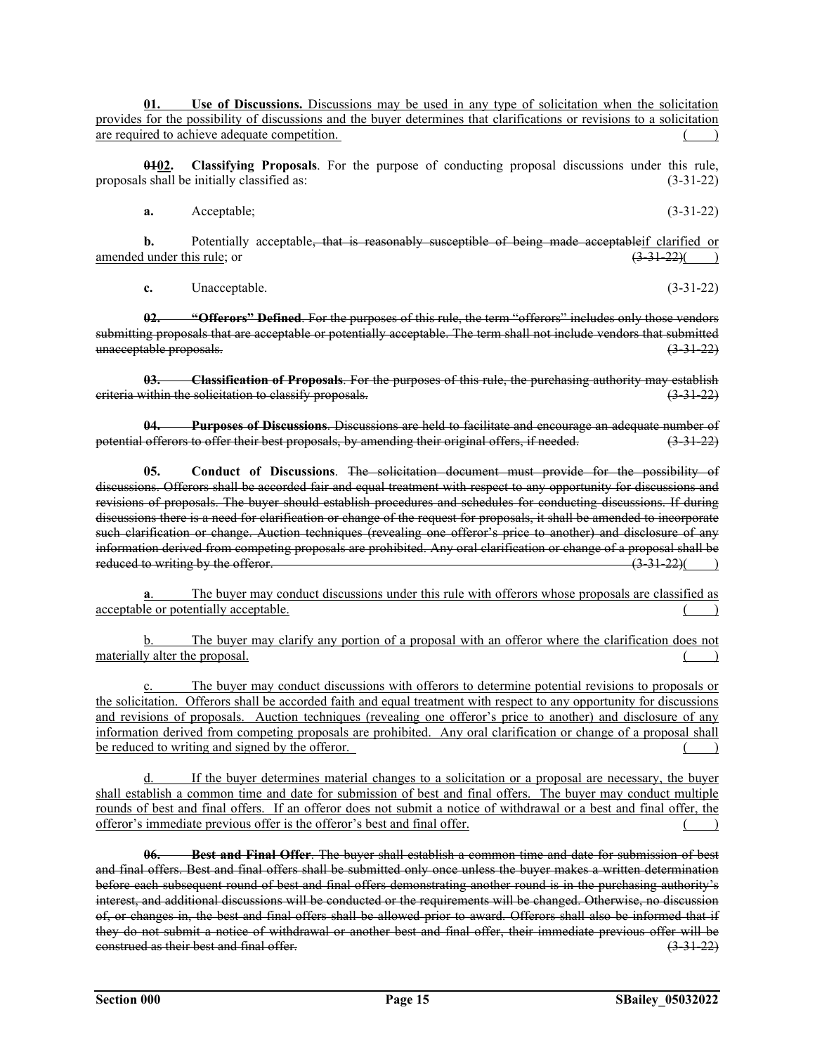<u>**01. Use of Discussions.** Discussions may be used in any type of solicitation when the solicitation provides for the possibility of discussions and the buyer determines that clarifications or revisions to a solicitation are required to achieve adequate competition.</u> <u>(    )</u>

**~~01~~<u>02</u>. Classifying Proposals**. For the purpose of conducting proposal discussions under this rule, proposals shall be initially classified as: (3-31-22)

**a.** Acceptable; (3-31-22)

**b.** Potentially acceptable~~, that is reasonably susceptible of being made acceptable~~<u>if clarified or amended under this rule</u>; or ~~(3-31-22)~~<u>(    )</u>

**c.** Unacceptable. (3-31-22)

~~**02. "Offerors" Defined**. For the purposes of this rule, the term "offerors" includes only those vendors submitting proposals that are acceptable or potentially acceptable. The term shall not include vendors that submitted unacceptable proposals. (3-31-22)~~

~~**03. Classification of Proposals**. For the purposes of this rule, the purchasing authority may establish criteria within the solicitation to classify proposals. (3-31-22)~~

~~**04. Purposes of Discussions**. Discussions are held to facilitate and encourage an adequate number of potential offerors to offer their best proposals, by amending their original offers, if needed. (3-31-22)~~

**05. Conduct of Discussions**. ~~The solicitation document must provide for the possibility of discussions. Offerors shall be accorded fair and equal treatment with respect to any opportunity for discussions and revisions of proposals. The buyer should establish procedures and schedules for conducting discussions. If during discussions there is a need for clarification or change of the request for proposals, it shall be amended to incorporate such clarification or change. Auction techniques (revealing one offeror's price to another) and disclosure of any information derived from competing proposals are prohibited. Any oral clarification or change of a proposal shall be reduced to writing by the offeror. (3-31-22)~~<u>(    )</u>

<u>**a**. The buyer may conduct discussions under this rule with offerors whose proposals are classified as acceptable or potentially acceptable.</u> <u>(    )</u>

<u>b. The buyer may clarify any portion of a proposal with an offeror where the clarification does not materially alter the proposal.</u> <u>(    )</u>

<u>c. The buyer may conduct discussions with offerors to determine potential revisions to proposals or the solicitation. Offerors shall be accorded faith and equal treatment with respect to any opportunity for discussions and revisions of proposals. Auction techniques (revealing one offeror's price to another) and disclosure of any information derived from competing proposals are prohibited. Any oral clarification or change of a proposal shall be reduced to writing and signed by the offeror.</u> <u>(    )</u>

<u>d. If the buyer determines material changes to a solicitation or a proposal are necessary, the buyer shall establish a common time and date for submission of best and final offers. The buyer may conduct multiple rounds of best and final offers. If an offeror does not submit a notice of withdrawal or a best and final offer, the offeror's immediate previous offer is the offeror's best and final offer.</u> <u>(    )</u>

~~**06. Best and Final Offer**. The buyer shall establish a common time and date for submission of best and final offers. Best and final offers shall be submitted only once unless the buyer makes a written determination before each subsequent round of best and final offers demonstrating another round is in the purchasing authority's interest, and additional discussions will be conducted or the requirements will be changed. Otherwise, no discussion of, or changes in, the best and final offers shall be allowed prior to award. Offerors shall also be informed that if they do not submit a notice of withdrawal or another best and final offer, their immediate previous offer will be construed as their best and final offer. (3-31-22)~~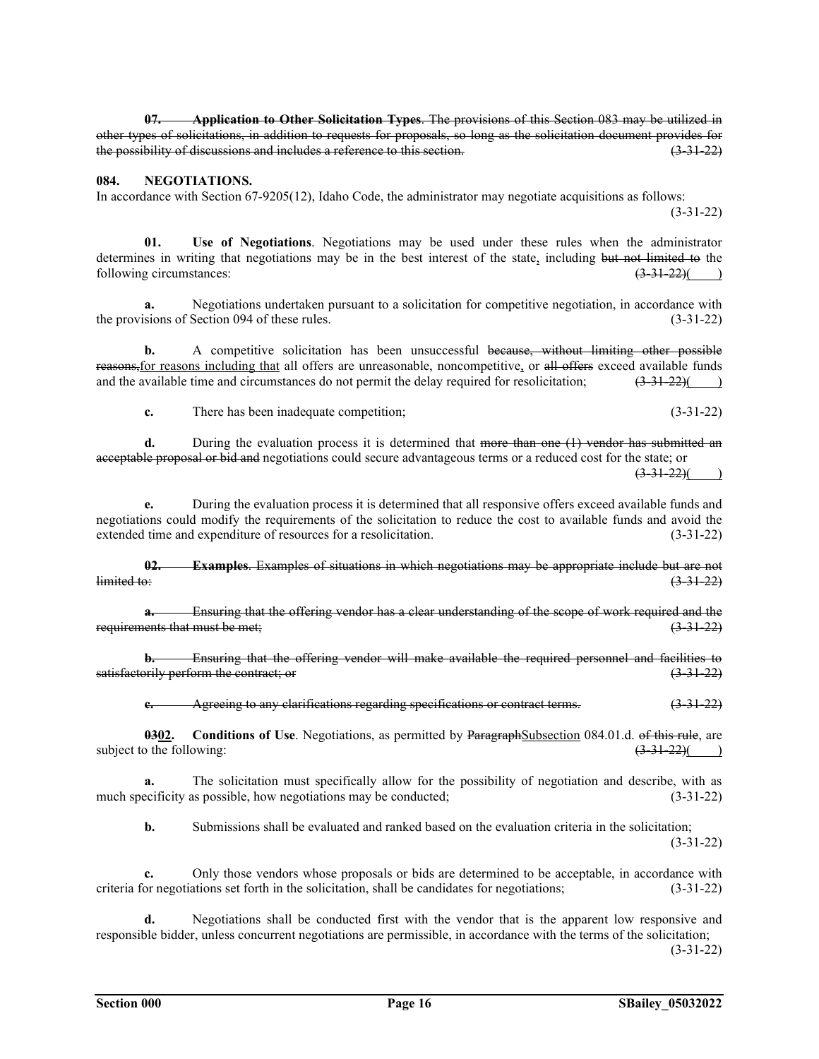~~**07. Application to Other Solicitation Types**. The provisions of this Section 083 may be utilized in other types of solicitations, in addition to requests for proposals, so long as the solicitation document provides for the possibility of discussions and includes a reference to this section.~~ ~~(3-31-22)~~

**084. NEGOTIATIONS.**

In accordance with Section 67-9205(12), Idaho Code, the administrator may negotiate acquisitions as follows: (3-31-22)

**01. Use of Negotiations**. Negotiations may be used under these rules when the administrator determines in writing that negotiations may be in the best interest of the state, including ~~but not limited to~~ the following circumstances: ~~(3-31-22)~~(    )

**a.** Negotiations undertaken pursuant to a solicitation for competitive negotiation, in accordance with the provisions of Section 094 of these rules. (3-31-22)

**b.** A competitive solicitation has been unsuccessful ~~because, without limiting other possible reasons,~~for reasons including that all offers are unreasonable, noncompetitive, or ~~all offers~~ exceed available funds and the available time and circumstances do not permit the delay required for resolicitation; ~~(3-31-22)~~(    )

**c.** There has been inadequate competition; (3-31-22)

**d.** During the evaluation process it is determined that ~~more than one (1) vendor has submitted an acceptable proposal or bid and~~ negotiations could secure advantageous terms or a reduced cost for the state; or ~~(3-31-22)~~(    )

**e.** During the evaluation process it is determined that all responsive offers exceed available funds and negotiations could modify the requirements of the solicitation to reduce the cost to available funds and avoid the extended time and expenditure of resources for a resolicitation. (3-31-22)

~~**02. Examples**. Examples of situations in which negotiations may be appropriate include but are not limited to:~~ ~~(3-31-22)~~

~~**a.** Ensuring that the offering vendor has a clear understanding of the scope of work required and the requirements that must be met;~~ ~~(3-31-22)~~

~~**b.** Ensuring that the offering vendor will make available the required personnel and facilities to satisfactorily perform the contract; or~~ ~~(3-31-22)~~

~~**c.** Agreeing to any clarifications regarding specifications or contract terms.~~ ~~(3-31-22)~~

**~~03~~02. Conditions of Use**. Negotiations, as permitted by ~~Paragraph~~Subsection 084.01.d. ~~of this rule~~, are subject to the following: ~~(3-31-22)~~(    )

**a.** The solicitation must specifically allow for the possibility of negotiation and describe, with as much specificity as possible, how negotiations may be conducted; (3-31-22)

**b.** Submissions shall be evaluated and ranked based on the evaluation criteria in the solicitation; (3-31-22)

**c.** Only those vendors whose proposals or bids are determined to be acceptable, in accordance with criteria for negotiations set forth in the solicitation, shall be candidates for negotiations; (3-31-22)

**d.** Negotiations shall be conducted first with the vendor that is the apparent low responsive and responsible bidder, unless concurrent negotiations are permissible, in accordance with the terms of the solicitation; (3-31-22)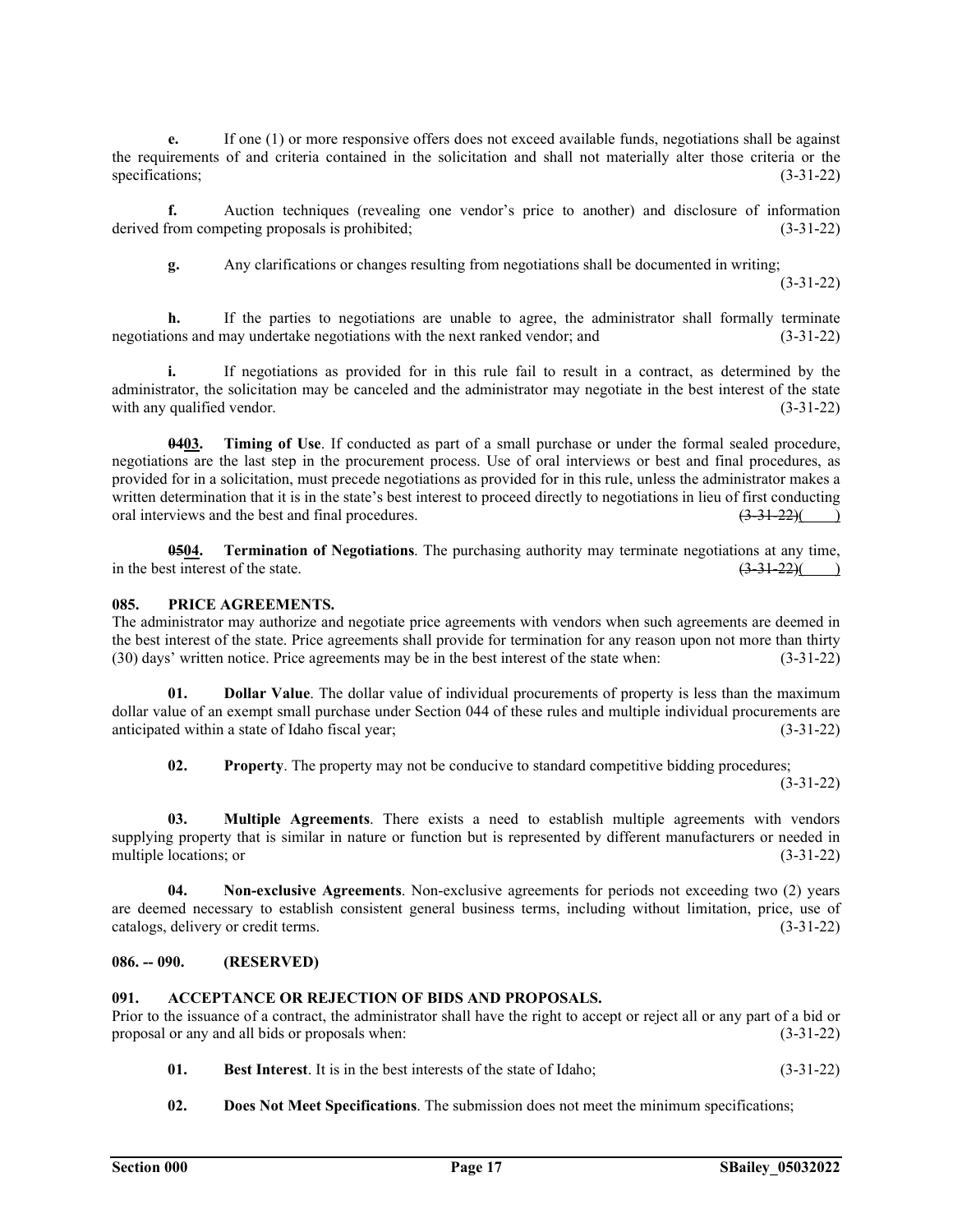**e.** If one (1) or more responsive offers does not exceed available funds, negotiations shall be against the requirements of and criteria contained in the solicitation and shall not materially alter those criteria or the specifications; (3-31-22)

**f.** Auction techniques (revealing one vendor's price to another) and disclosure of information derived from competing proposals is prohibited; (3-31-22)

**g.** Any clarifications or changes resulting from negotiations shall be documented in writing; (3-31-22)

**h.** If the parties to negotiations are unable to agree, the administrator shall formally terminate negotiations and may undertake negotiations with the next ranked vendor; and (3-31-22)

**i.** If negotiations as provided for in this rule fail to result in a contract, as determined by the administrator, the solicitation may be canceled and the administrator may negotiate in the best interest of the state with any qualified vendor. (3-31-22)

**~~04~~03. Timing of Use**. If conducted as part of a small purchase or under the formal sealed procedure, negotiations are the last step in the procurement process. Use of oral interviews or best and final procedures, as provided for in a solicitation, must precede negotiations as provided for in this rule, unless the administrator makes a written determination that it is in the state's best interest to proceed directly to negotiations in lieu of first conducting oral interviews and the best and final procedures. ~~(3-31-22)~~(\_\_\_\_)

**~~05~~04. Termination of Negotiations**. The purchasing authority may terminate negotiations at any time, in the best interest of the state. ~~(3-31-22)~~(\_\_\_\_)

**085. PRICE AGREEMENTS.**

The administrator may authorize and negotiate price agreements with vendors when such agreements are deemed in the best interest of the state. Price agreements shall provide for termination for any reason upon not more than thirty (30) days' written notice. Price agreements may be in the best interest of the state when: (3-31-22)

**01. Dollar Value**. The dollar value of individual procurements of property is less than the maximum dollar value of an exempt small purchase under Section 044 of these rules and multiple individual procurements are anticipated within a state of Idaho fiscal year; (3-31-22)

**02. Property**. The property may not be conducive to standard competitive bidding procedures; (3-31-22)

**03. Multiple Agreements**. There exists a need to establish multiple agreements with vendors supplying property that is similar in nature or function but is represented by different manufacturers or needed in multiple locations; or (3-31-22)

**04. Non-exclusive Agreements**. Non-exclusive agreements for periods not exceeding two (2) years are deemed necessary to establish consistent general business terms, including without limitation, price, use of catalogs, delivery or credit terms. (3-31-22)

**086. -- 090. (RESERVED)**

**091. ACCEPTANCE OR REJECTION OF BIDS AND PROPOSALS.**

Prior to the issuance of a contract, the administrator shall have the right to accept or reject all or any part of a bid or proposal or any and all bids or proposals when: (3-31-22)

**01. Best Interest**. It is in the best interests of the state of Idaho; (3-31-22)

**02. Does Not Meet Specifications**. The submission does not meet the minimum specifications;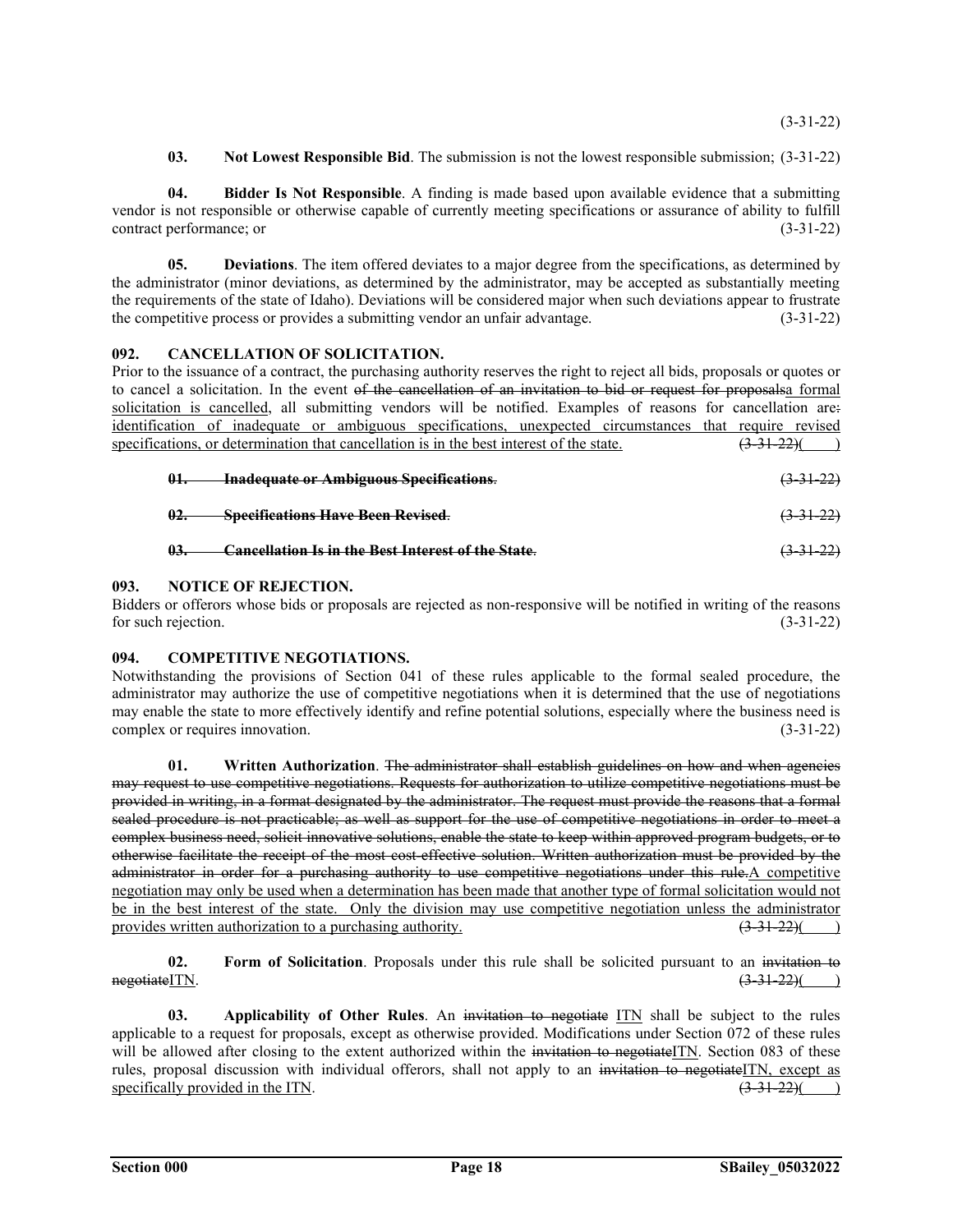(3-31-22)

**03. Not Lowest Responsible Bid**. The submission is not the lowest responsible submission; (3-31-22)

**04. Bidder Is Not Responsible**. A finding is made based upon available evidence that a submitting vendor is not responsible or otherwise capable of currently meeting specifications or assurance of ability to fulfill contract performance; or (3-31-22)

**05. Deviations**. The item offered deviates to a major degree from the specifications, as determined by the administrator (minor deviations, as determined by the administrator, may be accepted as substantially meeting the requirements of the state of Idaho). Deviations will be considered major when such deviations appear to frustrate the competitive process or provides a submitting vendor an unfair advantage. (3-31-22)

**092. CANCELLATION OF SOLICITATION.**

Prior to the issuance of a contract, the purchasing authority reserves the right to reject all bids, proposals or quotes or to cancel a solicitation. In the event ~~of the cancellation of an invitation to bid or request for proposals~~a formal solicitation is cancelled, all submitting vendors will be notified. Examples of reasons for cancellation are~~:~~ identification of inadequate or ambiguous specifications, unexpected circumstances that require revised specifications, or determination that cancellation is in the best interest of the state. ~~(3-31-22)~~(    )

~~**01. Inadequate or Ambiguous Specifications**. (3-31-22)~~

~~**02. Specifications Have Been Revised**. (3-31-22)~~

~~**03. Cancellation Is in the Best Interest of the State**. (3-31-22)~~

**093. NOTICE OF REJECTION.**

Bidders or offerors whose bids or proposals are rejected as non-responsive will be notified in writing of the reasons for such rejection. (3-31-22)

**094. COMPETITIVE NEGOTIATIONS.**

Notwithstanding the provisions of Section 041 of these rules applicable to the formal sealed procedure, the administrator may authorize the use of competitive negotiations when it is determined that the use of negotiations may enable the state to more effectively identify and refine potential solutions, especially where the business need is complex or requires innovation. (3-31-22)

**01. Written Authorization**. ~~The administrator shall establish guidelines on how and when agencies may request to use competitive negotiations. Requests for authorization to utilize competitive negotiations must be provided in writing, in a format designated by the administrator. The request must provide the reasons that a formal sealed procedure is not practicable; as well as support for the use of competitive negotiations in order to meet a complex business need, solicit innovative solutions, enable the state to keep within approved program budgets, or to otherwise facilitate the receipt of the most cost-effective solution. Written authorization must be provided by the administrator in order for a purchasing authority to use competitive negotiations under this rule.~~A competitive negotiation may only be used when a determination has been made that another type of formal solicitation would not be in the best interest of the state. Only the division may use competitive negotiation unless the administrator provides written authorization to a purchasing authority. ~~(3-31-22)~~(    )

**02. Form of Solicitation**. Proposals under this rule shall be solicited pursuant to an ~~invitation to negotiate~~ITN. ~~(3-31-22)~~(    )

**03. Applicability of Other Rules**. An ~~invitation to negotiate~~ ITN shall be subject to the rules applicable to a request for proposals, except as otherwise provided. Modifications under Section 072 of these rules will be allowed after closing to the extent authorized within the ~~invitation to negotiate~~ITN. Section 083 of these rules, proposal discussion with individual offerors, shall not apply to an ~~invitation to negotiate~~ITN, except as specifically provided in the ITN. ~~(3-31-22)~~(    )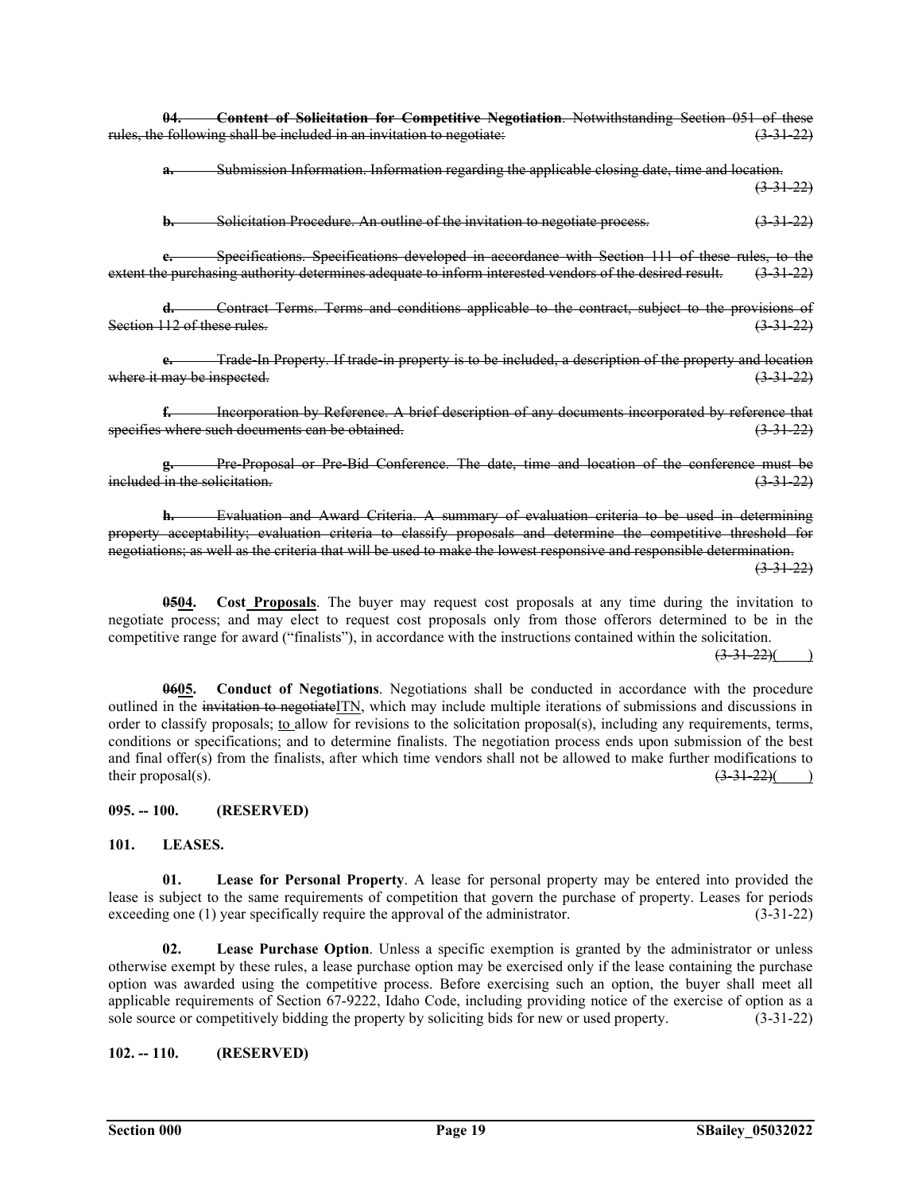~~**04. Content of Solicitation for Competitive Negotiation**. Notwithstanding Section 051 of these rules, the following shall be included in an invitation to negotiate: (3-31-22)~~

~~**a.** Submission Information. Information regarding the applicable closing date, time and location. (3-31-22)~~

~~**b.** Solicitation Procedure. An outline of the invitation to negotiate process. (3-31-22)~~

~~**c.** Specifications. Specifications developed in accordance with Section 111 of these rules, to the extent the purchasing authority determines adequate to inform interested vendors of the desired result. (3-31-22)~~

~~**d.** Contract Terms. Terms and conditions applicable to the contract, subject to the provisions of Section 112 of these rules. (3-31-22)~~

~~**e.** Trade-In Property. If trade-in property is to be included, a description of the property and location where it may be inspected. (3-31-22)~~

~~**f.** Incorporation by Reference. A brief description of any documents incorporated by reference that specifies where such documents can be obtained. (3-31-22)~~

~~**g.** Pre-Proposal or Pre-Bid Conference. The date, time and location of the conference must be included in the solicitation. (3-31-22)~~

~~**h.** Evaluation and Award Criteria. A summary of evaluation criteria to be used in determining property acceptability; evaluation criteria to classify proposals and determine the competitive threshold for negotiations; as well as the criteria that will be used to make the lowest responsive and responsible determination. (3-31-22)~~

**~~05~~04. Cost Proposals**. The buyer may request cost proposals at any time during the invitation to negotiate process; and may elect to request cost proposals only from those offerors determined to be in the competitive range for award ("finalists"), in accordance with the instructions contained within the solicitation. ~~(3-31-22)~~(      )

**~~06~~05. Conduct of Negotiations**. Negotiations shall be conducted in accordance with the procedure outlined in the ~~invitation to negotiate~~ITN, which may include multiple iterations of submissions and discussions in order to classify proposals; to allow for revisions to the solicitation proposal(s), including any requirements, terms, conditions or specifications; and to determine finalists. The negotiation process ends upon submission of the best and final offer(s) from the finalists, after which time vendors shall not be allowed to make further modifications to their proposal(s). ~~(3-31-22)~~(      )

**095. -- 100. (RESERVED)**

**101. LEASES.**

**01. Lease for Personal Property**. A lease for personal property may be entered into provided the lease is subject to the same requirements of competition that govern the purchase of property. Leases for periods exceeding one (1) year specifically require the approval of the administrator. (3-31-22)

**02. Lease Purchase Option**. Unless a specific exemption is granted by the administrator or unless otherwise exempt by these rules, a lease purchase option may be exercised only if the lease containing the purchase option was awarded using the competitive process. Before exercising such an option, the buyer shall meet all applicable requirements of Section 67-9222, Idaho Code, including providing notice of the exercise of option as a sole source or competitively bidding the property by soliciting bids for new or used property. (3-31-22)

**102. -- 110. (RESERVED)**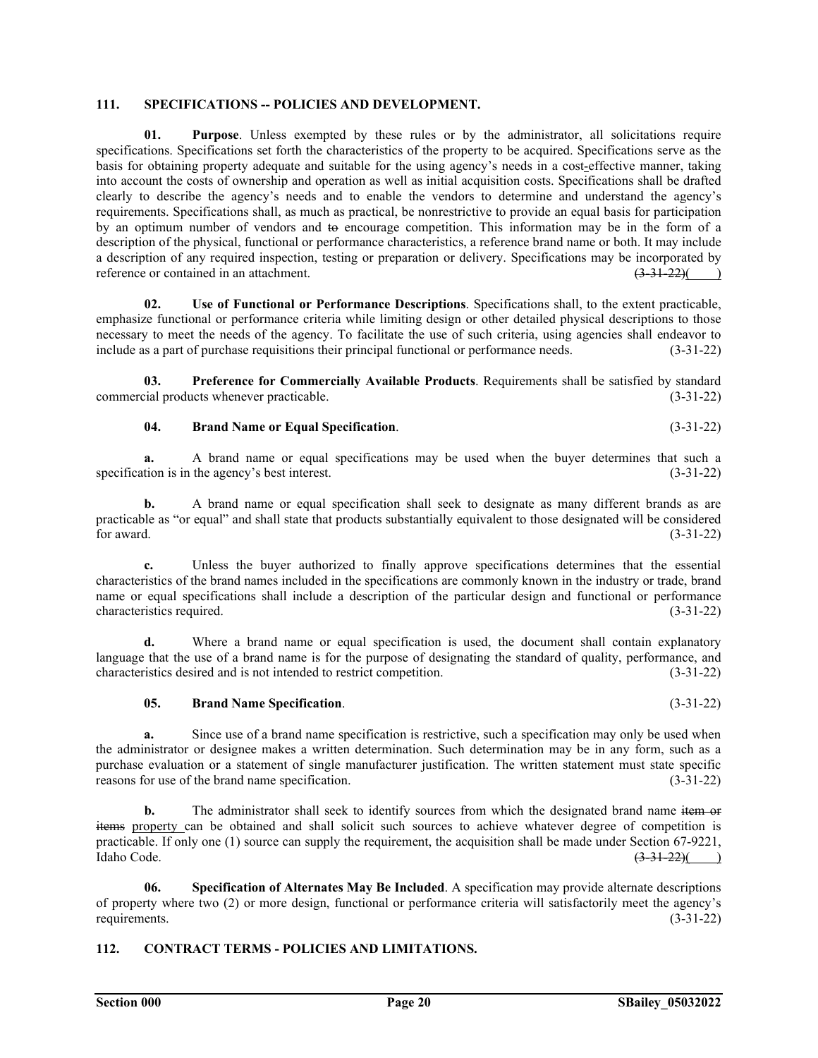**111. SPECIFICATIONS -- POLICIES AND DEVELOPMENT.**

**01. Purpose**. Unless exempted by these rules or by the administrator, all solicitations require specifications. Specifications set forth the characteristics of the property to be acquired. Specifications serve as the basis for obtaining property adequate and suitable for the using agency's needs in a cost-effective manner, taking into account the costs of ownership and operation as well as initial acquisition costs. Specifications shall be drafted clearly to describe the agency's needs and to enable the vendors to determine and understand the agency's requirements. Specifications shall, as much as practical, be nonrestrictive to provide an equal basis for participation by an optimum number of vendors and ~~to~~ encourage competition. This information may be in the form of a description of the physical, functional or performance characteristics, a reference brand name or both. It may include a description of any required inspection, testing or preparation or delivery. Specifications may be incorporated by reference or contained in an attachment. ~~(3-31-22)~~( )

**02. Use of Functional or Performance Descriptions**. Specifications shall, to the extent practicable, emphasize functional or performance criteria while limiting design or other detailed physical descriptions to those necessary to meet the needs of the agency. To facilitate the use of such criteria, using agencies shall endeavor to include as a part of purchase requisitions their principal functional or performance needs. (3-31-22)

**03. Preference for Commercially Available Products**. Requirements shall be satisfied by standard commercial products whenever practicable. (3-31-22)

**04. Brand Name or Equal Specification**. (3-31-22)

**a.** A brand name or equal specifications may be used when the buyer determines that such a specification is in the agency's best interest. (3-31-22)

**b.** A brand name or equal specification shall seek to designate as many different brands as are practicable as "or equal" and shall state that products substantially equivalent to those designated will be considered for award. (3-31-22)

**c.** Unless the buyer authorized to finally approve specifications determines that the essential characteristics of the brand names included in the specifications are commonly known in the industry or trade, brand name or equal specifications shall include a description of the particular design and functional or performance characteristics required. (3-31-22)

**d.** Where a brand name or equal specification is used, the document shall contain explanatory language that the use of a brand name is for the purpose of designating the standard of quality, performance, and characteristics desired and is not intended to restrict competition. (3-31-22)

**05. Brand Name Specification**. (3-31-22)

**a.** Since use of a brand name specification is restrictive, such a specification may only be used when the administrator or designee makes a written determination. Such determination may be in any form, such as a purchase evaluation or a statement of single manufacturer justification. The written statement must state specific reasons for use of the brand name specification. (3-31-22)

**b.** The administrator shall seek to identify sources from which the designated brand name ~~item or items~~ property can be obtained and shall solicit such sources to achieve whatever degree of competition is practicable. If only one (1) source can supply the requirement, the acquisition shall be made under Section 67-9221, Idaho Code. ~~(3-31-22)~~( )

**06. Specification of Alternates May Be Included**. A specification may provide alternate descriptions of property where two (2) or more design, functional or performance criteria will satisfactorily meet the agency's requirements. (3-31-22)

**112. CONTRACT TERMS - POLICIES AND LIMITATIONS.**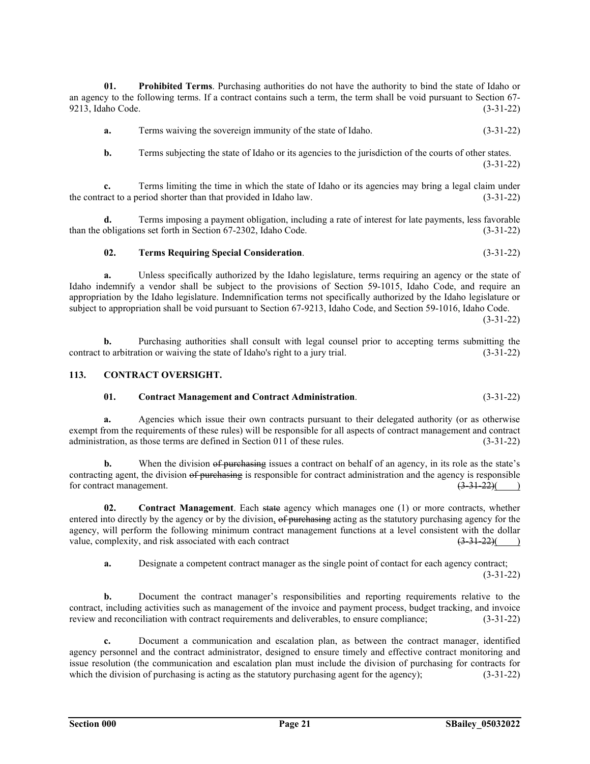**01. Prohibited Terms**. Purchasing authorities do not have the authority to bind the state of Idaho or an agency to the following terms. If a contract contains such a term, the term shall be void pursuant to Section 67-9213, Idaho Code. (3-31-22)

**a.** Terms waiving the sovereign immunity of the state of Idaho. (3-31-22)

**b.** Terms subjecting the state of Idaho or its agencies to the jurisdiction of the courts of other states. (3-31-22)

**c.** Terms limiting the time in which the state of Idaho or its agencies may bring a legal claim under the contract to a period shorter than that provided in Idaho law. (3-31-22)

**d.** Terms imposing a payment obligation, including a rate of interest for late payments, less favorable than the obligations set forth in Section 67-2302, Idaho Code. (3-31-22)

**02. Terms Requiring Special Consideration**. (3-31-22)

**a.** Unless specifically authorized by the Idaho legislature, terms requiring an agency or the state of Idaho indemnify a vendor shall be subject to the provisions of Section 59-1015, Idaho Code, and require an appropriation by the Idaho legislature. Indemnification terms not specifically authorized by the Idaho legislature or subject to appropriation shall be void pursuant to Section 67-9213, Idaho Code, and Section 59-1016, Idaho Code. (3-31-22)

**b.** Purchasing authorities shall consult with legal counsel prior to accepting terms submitting the contract to arbitration or waiving the state of Idaho's right to a jury trial. (3-31-22)

**113. CONTRACT OVERSIGHT.**

**01. Contract Management and Contract Administration**. (3-31-22)

**a.** Agencies which issue their own contracts pursuant to their delegated authority (or as otherwise exempt from the requirements of these rules) will be responsible for all aspects of contract management and contract administration, as those terms are defined in Section 011 of these rules. (3-31-22)

**b.** When the division ~~of purchasing~~ issues a contract on behalf of an agency, in its role as the state's contracting agent, the division ~~of purchasing~~ is responsible for contract administration and the agency is responsible for contract management. ~~(3-31-22)~~( )

**02. Contract Management**. Each ~~state~~ agency which manages one (1) or more contracts, whether entered into directly by the agency or by the division, ~~of purchasing~~ acting as the statutory purchasing agency for the agency, will perform the following minimum contract management functions at a level consistent with the dollar value, complexity, and risk associated with each contract ~~(3-31-22)~~( )

**a.** Designate a competent contract manager as the single point of contact for each agency contract; (3-31-22)

**b.** Document the contract manager's responsibilities and reporting requirements relative to the contract, including activities such as management of the invoice and payment process, budget tracking, and invoice review and reconciliation with contract requirements and deliverables, to ensure compliance; (3-31-22)

**c.** Document a communication and escalation plan, as between the contract manager, identified agency personnel and the contract administrator, designed to ensure timely and effective contract monitoring and issue resolution (the communication and escalation plan must include the division of purchasing for contracts for which the division of purchasing is acting as the statutory purchasing agent for the agency); (3-31-22)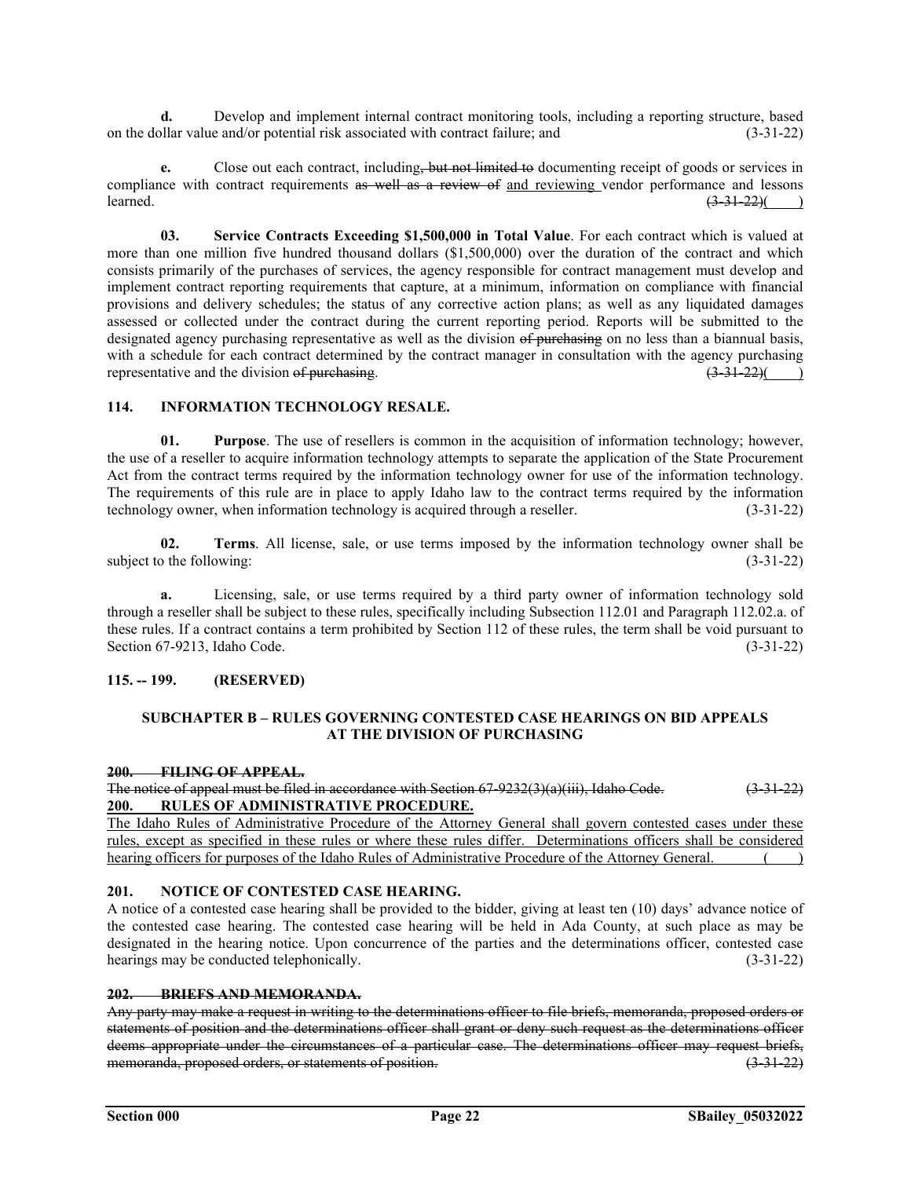**d.** Develop and implement internal contract monitoring tools, including a reporting structure, based on the dollar value and/or potential risk associated with contract failure; and (3-31-22)

**e.** Close out each contract, including~~, but not limited to~~ documenting receipt of goods or services in compliance with contract requirements ~~as well as a review of~~ <u>and reviewing</u> vendor performance and lessons learned. ~~(3-31-22)~~(     )

**03. Service Contracts Exceeding $1,500,000 in Total Value**. For each contract which is valued at more than one million five hundred thousand dollars ($1,500,000) over the duration of the contract and which consists primarily of the purchases of services, the agency responsible for contract management must develop and implement contract reporting requirements that capture, at a minimum, information on compliance with financial provisions and delivery schedules; the status of any corrective action plans; as well as any liquidated damages assessed or collected under the contract during the current reporting period. Reports will be submitted to the designated agency purchasing representative as well as the division ~~of purchasing~~ on no less than a biannual basis, with a schedule for each contract determined by the contract manager in consultation with the agency purchasing representative and the division ~~of purchasing~~. ~~(3-31-22)~~(     )

### 114. INFORMATION TECHNOLOGY RESALE.

**01. Purpose**. The use of resellers is common in the acquisition of information technology; however, the use of a reseller to acquire information technology attempts to separate the application of the State Procurement Act from the contract terms required by the information technology owner for use of the information technology. The requirements of this rule are in place to apply Idaho law to the contract terms required by the information technology owner, when information technology is acquired through a reseller. (3-31-22)

**02. Terms**. All license, sale, or use terms imposed by the information technology owner shall be subject to the following: (3-31-22)

**a.** Licensing, sale, or use terms required by a third party owner of information technology sold through a reseller shall be subject to these rules, specifically including Subsection 112.01 and Paragraph 112.02.a. of these rules. If a contract contains a term prohibited by Section 112 of these rules, the term shall be void pursuant to Section 67-9213, Idaho Code. (3-31-22)

### 115. -- 199. (RESERVED)

## SUBCHAPTER B – RULES GOVERNING CONTESTED CASE HEARINGS ON BID APPEALS AT THE DIVISION OF PURCHASING

~~**200. FILING OF APPEAL.**~~
~~The notice of appeal must be filed in accordance with Section 67-9232(3)(a)(iii), Idaho Code. (3-31-22)~~

<u>**200. RULES OF ADMINISTRATIVE PROCEDURE.**</u>
<u>The Idaho Rules of Administrative Procedure of the Attorney General shall govern contested cases under these rules, except as specified in these rules or where these rules differ. Determinations officers shall be considered hearing officers for purposes of the Idaho Rules of Administrative Procedure of the Attorney General.</u> (     )

### 201. NOTICE OF CONTESTED CASE HEARING.

A notice of a contested case hearing shall be provided to the bidder, giving at least ten (10) days' advance notice of the contested case hearing. The contested case hearing will be held in Ada County, at such place as may be designated in the hearing notice. Upon concurrence of the parties and the determinations officer, contested case hearings may be conducted telephonically. (3-31-22)

~~**202. BRIEFS AND MEMORANDA.**~~
~~Any party may make a request in writing to the determinations officer to file briefs, memoranda, proposed orders or statements of position and the determinations officer shall grant or deny such request as the determinations officer deems appropriate under the circumstances of a particular case. The determinations officer may request briefs, memoranda, proposed orders, or statements of position. (3-31-22)~~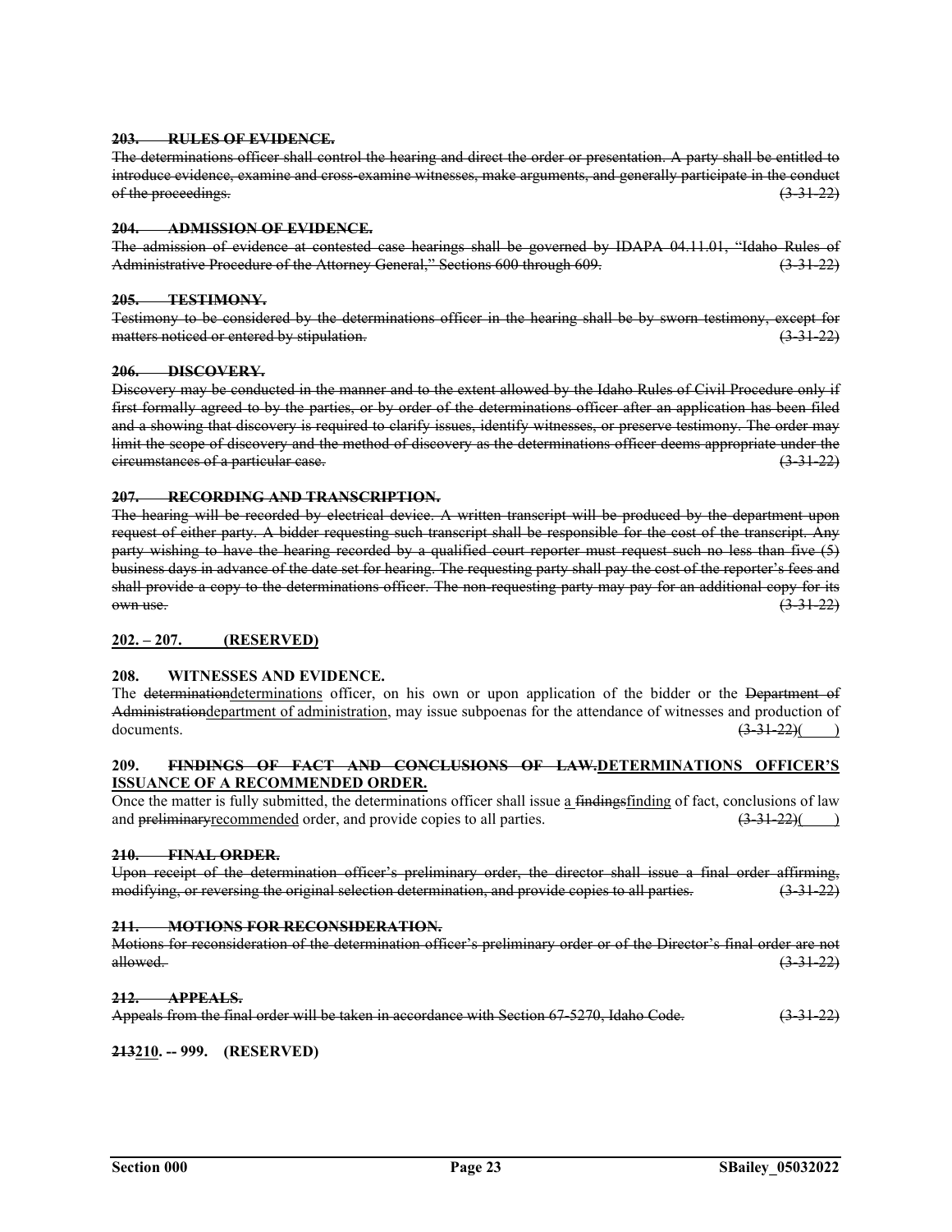**~~203. RULES OF EVIDENCE.~~**
~~The determinations officer shall control the hearing and direct the order or presentation. A party shall be entitled to introduce evidence, examine and cross-examine witnesses, make arguments, and generally participate in the conduct of the proceedings.~~ ~~(3-31-22)~~

**~~204. ADMISSION OF EVIDENCE.~~**
~~The admission of evidence at contested case hearings shall be governed by IDAPA 04.11.01, "Idaho Rules of Administrative Procedure of the Attorney General," Sections 600 through 609.~~ ~~(3-31-22)~~

**~~205. TESTIMONY.~~**
~~Testimony to be considered by the determinations officer in the hearing shall be by sworn testimony, except for matters noticed or entered by stipulation.~~ ~~(3-31-22)~~

**~~206. DISCOVERY.~~**
~~Discovery may be conducted in the manner and to the extent allowed by the Idaho Rules of Civil Procedure only if first formally agreed to by the parties, or by order of the determinations officer after an application has been filed and a showing that discovery is required to clarify issues, identify witnesses, or preserve testimony. The order may limit the scope of discovery and the method of discovery as the determinations officer deems appropriate under the circumstances of a particular case.~~ ~~(3-31-22)~~

**~~207. RECORDING AND TRANSCRIPTION.~~**
~~The hearing will be recorded by electrical device. A written transcript will be produced by the department upon request of either party. A bidder requesting such transcript shall be responsible for the cost of the transcript. Any party wishing to have the hearing recorded by a qualified court reporter must request such no less than five (5) business days in advance of the date set for hearing. The requesting party shall pay the cost of the reporter's fees and shall provide a copy to the determinations officer. The non-requesting party may pay for an additional copy for its own use.~~ ~~(3-31-22)~~

**<u>202. – 207. (RESERVED)</u>**

**208. WITNESSES AND EVIDENCE.**
The ~~determination~~<u>determinations</u> officer, on his own or upon application of the bidder or the ~~Department of Administration~~<u>department of administration</u>, may issue subpoenas for the attendance of witnesses and production of documents. ~~(3-31-22)~~( )

**209. ~~FINDINGS OF FACT AND CONCLUSIONS OF LAW.~~<u>DETERMINATIONS OFFICER'S ISSUANCE OF A RECOMMENDED ORDER.</u>**
Once the matter is fully submitted, the determinations officer shall issue <u>a</u> ~~findings~~<u>finding</u> of fact, conclusions of law and ~~preliminary~~<u>recommended</u> order, and provide copies to all parties. ~~(3-31-22)~~( )

**~~210. FINAL ORDER.~~**
~~Upon receipt of the determination officer's preliminary order, the director shall issue a final order affirming, modifying, or reversing the original selection determination, and provide copies to all parties.~~ ~~(3-31-22)~~

**~~211. MOTIONS FOR RECONSIDERATION.~~**
~~Motions for reconsideration of the determination officer's preliminary order or of the Director's final order are not allowed.~~ ~~(3-31-22)~~

**~~212. APPEALS.~~**
~~Appeals from the final order will be taken in accordance with Section 67-5270, Idaho Code.~~ ~~(3-31-22)~~

**~~213~~<u>210</u>. -- 999. (RESERVED)**